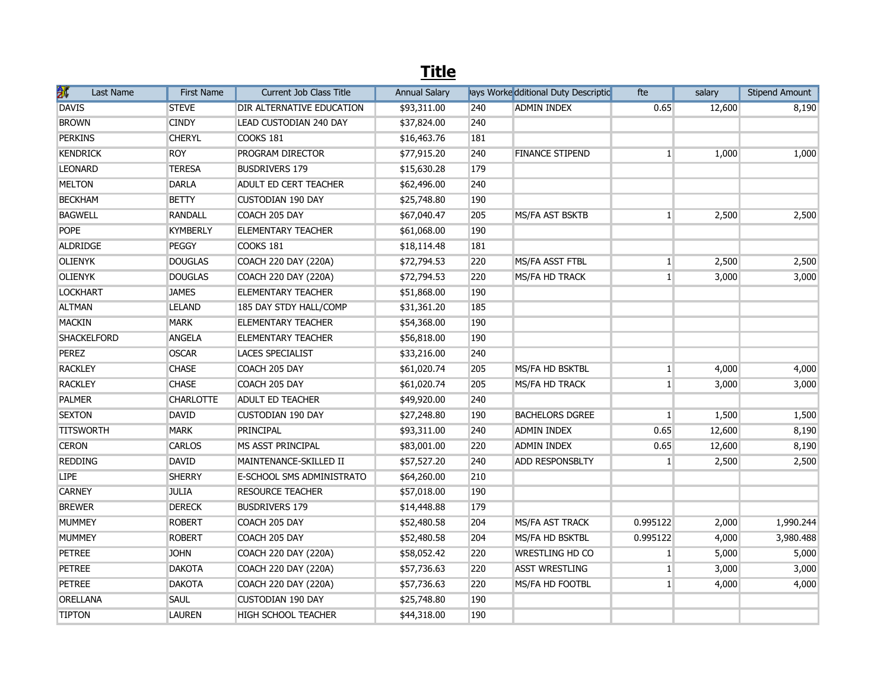# Title

| Last Name | First Name | Current Job Class Title | Annual Salary | Days Worked | Additional Duty Description | fte | salary | Stipend Amount |
|---|---|---|---|---|---|---|---|---|
| DAVIS | STEVE | DIR ALTERNATIVE EDUCATION | $93,311.00 | 240 | ADMIN INDEX | 0.65 | 12,600 | 8,190 |
| BROWN | CINDY | LEAD CUSTODIAN 240 DAY | $37,824.00 | 240 | | | | |
| PERKINS | CHERYL | COOKS 181 | $16,463.76 | 181 | | | | |
| KENDRICK | ROY | PROGRAM DIRECTOR | $77,915.20 | 240 | FINANCE STIPEND | 1 | 1,000 | 1,000 |
| LEONARD | TERESA | BUSDRIVERS 179 | $15,630.28 | 179 | | | | |
| MELTON | DARLA | ADULT ED CERT TEACHER | $62,496.00 | 240 | | | | |
| BECKHAM | BETTY | CUSTODIAN 190 DAY | $25,748.80 | 190 | | | | |
| BAGWELL | RANDALL | COACH 205 DAY | $67,040.47 | 205 | MS/FA AST BSKTB | 1 | 2,500 | 2,500 |
| POPE | KYMBERLY | ELEMENTARY TEACHER | $61,068.00 | 190 | | | | |
| ALDRIDGE | PEGGY | COOKS 181 | $18,114.48 | 181 | | | | |
| OLIENYK | DOUGLAS | COACH 220 DAY (220A) | $72,794.53 | 220 | MS/FA ASST FTBL | 1 | 2,500 | 2,500 |
| OLIENYK | DOUGLAS | COACH 220 DAY (220A) | $72,794.53 | 220 | MS/FA HD TRACK | 1 | 3,000 | 3,000 |
| LOCKHART | JAMES | ELEMENTARY TEACHER | $51,868.00 | 190 | | | | |
| ALTMAN | LELAND | 185 DAY STDY HALL/COMP | $31,361.20 | 185 | | | | |
| MACKIN | MARK | ELEMENTARY TEACHER | $54,368.00 | 190 | | | | |
| SHACKELFORD | ANGELA | ELEMENTARY TEACHER | $56,818.00 | 190 | | | | |
| PEREZ | OSCAR | LACES SPECIALIST | $33,216.00 | 240 | | | | |
| RACKLEY | CHASE | COACH 205 DAY | $61,020.74 | 205 | MS/FA HD BSKTBL | 1 | 4,000 | 4,000 |
| RACKLEY | CHASE | COACH 205 DAY | $61,020.74 | 205 | MS/FA HD TRACK | 1 | 3,000 | 3,000 |
| PALMER | CHARLOTTE | ADULT ED TEACHER | $49,920.00 | 240 | | | | |
| SEXTON | DAVID | CUSTODIAN 190 DAY | $27,248.80 | 190 | BACHELORS DGREE | 1 | 1,500 | 1,500 |
| TITSWORTH | MARK | PRINCIPAL | $93,311.00 | 240 | ADMIN INDEX | 0.65 | 12,600 | 8,190 |
| CERON | CARLOS | MS ASST PRINCIPAL | $83,001.00 | 220 | ADMIN INDEX | 0.65 | 12,600 | 8,190 |
| REDDING | DAVID | MAINTENANCE-SKILLED II | $57,527.20 | 240 | ADD RESPONSBLTY | 1 | 2,500 | 2,500 |
| LIPE | SHERRY | E-SCHOOL SMS ADMINISTRATO | $64,260.00 | 210 | | | | |
| CARNEY | JULIA | RESOURCE TEACHER | $57,018.00 | 190 | | | | |
| BREWER | DERECK | BUSDRIVERS 179 | $14,448.88 | 179 | | | | |
| MUMMEY | ROBERT | COACH 205 DAY | $52,480.58 | 204 | MS/FA AST TRACK | 0.995122 | 2,000 | 1,990.244 |
| MUMMEY | ROBERT | COACH 205 DAY | $52,480.58 | 204 | MS/FA HD BSKTBL | 0.995122 | 4,000 | 3,980.488 |
| PETREE | JOHN | COACH 220 DAY (220A) | $58,052.42 | 220 | WRESTLING HD CO | 1 | 5,000 | 5,000 |
| PETREE | DAKOTA | COACH 220 DAY (220A) | $57,736.63 | 220 | ASST WRESTLING | 1 | 3,000 | 3,000 |
| PETREE | DAKOTA | COACH 220 DAY (220A) | $57,736.63 | 220 | MS/FA HD FOOTBL | 1 | 4,000 | 4,000 |
| ORELLANA | SAUL | CUSTODIAN 190 DAY | $25,748.80 | 190 | | | | |
| TIPTON | LAUREN | HIGH SCHOOL TEACHER | $44,318.00 | 190 | | | | |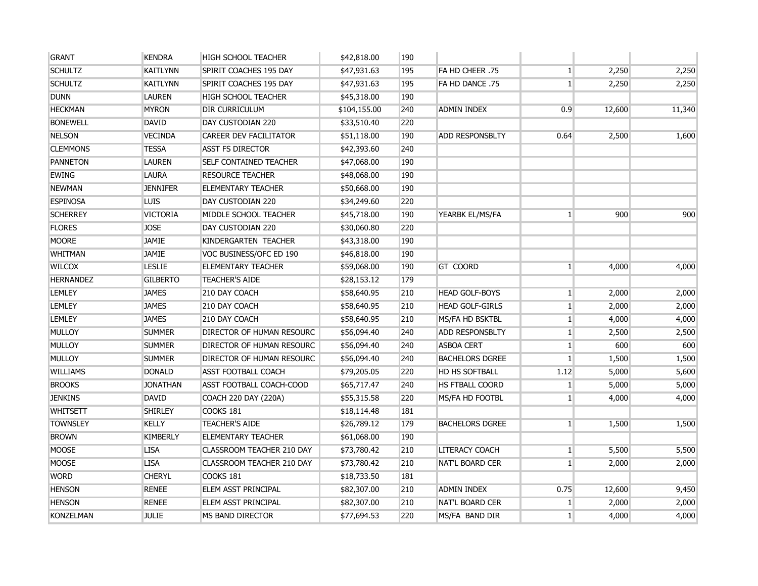| | | | | | | | | |
|---|---|---|---|---|---|---|---|---|
| GRANT | KENDRA | HIGH SCHOOL TEACHER | $42,818.00 | 190 | | | | |
| SCHULTZ | KAITLYNN | SPIRIT COACHES 195 DAY | $47,931.63 | 195 | FA HD CHEER .75 | 1 | 2,250 | 2,250 |
| SCHULTZ | KAITLYNN | SPIRIT COACHES 195 DAY | $47,931.63 | 195 | FA HD DANCE .75 | 1 | 2,250 | 2,250 |
| DUNN | LAUREN | HIGH SCHOOL TEACHER | $45,318.00 | 190 | | | | |
| HECKMAN | MYRON | DIR CURRICULUM | $104,155.00 | 240 | ADMIN INDEX | 0.9 | 12,600 | 11,340 |
| BONEWELL | DAVID | DAY CUSTODIAN 220 | $33,510.40 | 220 | | | | |
| NELSON | VECINDA | CAREER DEV FACILITATOR | $51,118.00 | 190 | ADD RESPONSBLTY | 0.64 | 2,500 | 1,600 |
| CLEMMONS | TESSA | ASST FS DIRECTOR | $42,393.60 | 240 | | | | |
| PANNETON | LAUREN | SELF CONTAINED TEACHER | $47,068.00 | 190 | | | | |
| EWING | LAURA | RESOURCE TEACHER | $48,068.00 | 190 | | | | |
| NEWMAN | JENNIFER | ELEMENTARY TEACHER | $50,668.00 | 190 | | | | |
| ESPINOSA | LUIS | DAY CUSTODIAN 220 | $34,249.60 | 220 | | | | |
| SCHERREY | VICTORIA | MIDDLE SCHOOL TEACHER | $45,718.00 | 190 | YEARBK EL/MS/FA | 1 | 900 | 900 |
| FLORES | JOSE | DAY CUSTODIAN 220 | $30,060.80 | 220 | | | | |
| MOORE | JAMIE | KINDERGARTEN TEACHER | $43,318.00 | 190 | | | | |
| WHITMAN | JAMIE | VOC BUSINESS/OFC ED 190 | $46,818.00 | 190 | | | | |
| WILCOX | LESLIE | ELEMENTARY TEACHER | $59,068.00 | 190 | GT COORD | 1 | 4,000 | 4,000 |
| HERNANDEZ | GILBERTO | TEACHER'S AIDE | $28,153.12 | 179 | | | | |
| LEMLEY | JAMES | 210 DAY COACH | $58,640.95 | 210 | HEAD GOLF-BOYS | 1 | 2,000 | 2,000 |
| LEMLEY | JAMES | 210 DAY COACH | $58,640.95 | 210 | HEAD GOLF-GIRLS | 1 | 2,000 | 2,000 |
| LEMLEY | JAMES | 210 DAY COACH | $58,640.95 | 210 | MS/FA HD BSKTBL | 1 | 4,000 | 4,000 |
| MULLOY | SUMMER | DIRECTOR OF HUMAN RESOURC | $56,094.40 | 240 | ADD RESPONSBLTY | 1 | 2,500 | 2,500 |
| MULLOY | SUMMER | DIRECTOR OF HUMAN RESOURC | $56,094.40 | 240 | ASBOA CERT | 1 | 600 | 600 |
| MULLOY | SUMMER | DIRECTOR OF HUMAN RESOURC | $56,094.40 | 240 | BACHELORS DGREE | 1 | 1,500 | 1,500 |
| WILLIAMS | DONALD | ASST FOOTBALL COACH | $79,205.05 | 220 | HD HS SOFTBALL | 1.12 | 5,000 | 5,600 |
| BROOKS | JONATHAN | ASST FOOTBALL COACH-COOD | $65,717.47 | 240 | HS FTBALL COORD | 1 | 5,000 | 5,000 |
| JENKINS | DAVID | COACH 220 DAY (220A) | $55,315.58 | 220 | MS/FA HD FOOTBL | 1 | 4,000 | 4,000 |
| WHITSETT | SHIRLEY | COOKS 181 | $18,114.48 | 181 | | | | |
| TOWNSLEY | KELLY | TEACHER'S AIDE | $26,789.12 | 179 | BACHELORS DGREE | 1 | 1,500 | 1,500 |
| BROWN | KIMBERLY | ELEMENTARY TEACHER | $61,068.00 | 190 | | | | |
| MOOSE | LISA | CLASSROOM TEACHER 210 DAY | $73,780.42 | 210 | LITERACY COACH | 1 | 5,500 | 5,500 |
| MOOSE | LISA | CLASSROOM TEACHER 210 DAY | $73,780.42 | 210 | NAT'L BOARD CER | 1 | 2,000 | 2,000 |
| WORD | CHERYL | COOKS 181 | $18,733.50 | 181 | | | | |
| HENSON | RENEE | ELEM ASST PRINCIPAL | $82,307.00 | 210 | ADMIN INDEX | 0.75 | 12,600 | 9,450 |
| HENSON | RENEE | ELEM ASST PRINCIPAL | $82,307.00 | 210 | NAT'L BOARD CER | 1 | 2,000 | 2,000 |
| KONZELMAN | JULIE | MS BAND DIRECTOR | $77,694.53 | 220 | MS/FA BAND DIR | 1 | 4,000 | 4,000 |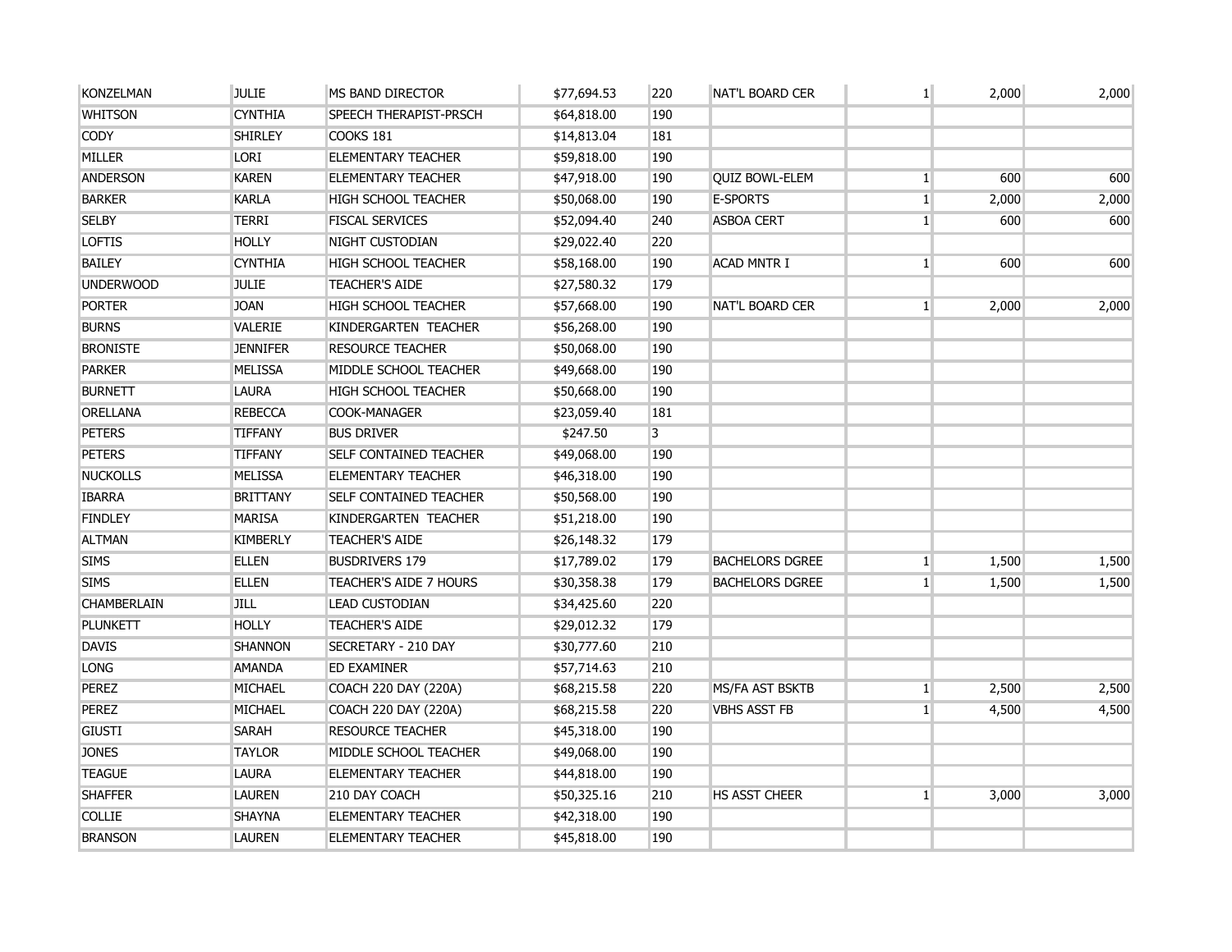| | | | | | | | | |
|---|---|---|---|---|---|---|---|---|
| KONZELMAN | JULIE | MS BAND DIRECTOR | $77,694.53 | 220 | NAT'L BOARD CER | 1 | 2,000 | 2,000 |
| WHITSON | CYNTHIA | SPEECH THERAPIST-PRSCH | $64,818.00 | 190 | | | | |
| CODY | SHIRLEY | COOKS 181 | $14,813.04 | 181 | | | | |
| MILLER | LORI | ELEMENTARY TEACHER | $59,818.00 | 190 | | | | |
| ANDERSON | KAREN | ELEMENTARY TEACHER | $47,918.00 | 190 | QUIZ BOWL-ELEM | 1 | 600 | 600 |
| BARKER | KARLA | HIGH SCHOOL TEACHER | $50,068.00 | 190 | E-SPORTS | 1 | 2,000 | 2,000 |
| SELBY | TERRI | FISCAL SERVICES | $52,094.40 | 240 | ASBOA CERT | 1 | 600 | 600 |
| LOFTIS | HOLLY | NIGHT CUSTODIAN | $29,022.40 | 220 | | | | |
| BAILEY | CYNTHIA | HIGH SCHOOL TEACHER | $58,168.00 | 190 | ACAD MNTR I | 1 | 600 | 600 |
| UNDERWOOD | JULIE | TEACHER'S AIDE | $27,580.32 | 179 | | | | |
| PORTER | JOAN | HIGH SCHOOL TEACHER | $57,668.00 | 190 | NAT'L BOARD CER | 1 | 2,000 | 2,000 |
| BURNS | VALERIE | KINDERGARTEN TEACHER | $56,268.00 | 190 | | | | |
| BRONISTE | JENNIFER | RESOURCE TEACHER | $50,068.00 | 190 | | | | |
| PARKER | MELISSA | MIDDLE SCHOOL TEACHER | $49,668.00 | 190 | | | | |
| BURNETT | LAURA | HIGH SCHOOL TEACHER | $50,668.00 | 190 | | | | |
| ORELLANA | REBECCA | COOK-MANAGER | $23,059.40 | 181 | | | | |
| PETERS | TIFFANY | BUS DRIVER | $247.50 | 3 | | | | |
| PETERS | TIFFANY | SELF CONTAINED TEACHER | $49,068.00 | 190 | | | | |
| NUCKOLLS | MELISSA | ELEMENTARY TEACHER | $46,318.00 | 190 | | | | |
| IBARRA | BRITTANY | SELF CONTAINED TEACHER | $50,568.00 | 190 | | | | |
| FINDLEY | MARISA | KINDERGARTEN TEACHER | $51,218.00 | 190 | | | | |
| ALTMAN | KIMBERLY | TEACHER'S AIDE | $26,148.32 | 179 | | | | |
| SIMS | ELLEN | BUSDRIVERS 179 | $17,789.02 | 179 | BACHELORS DGREE | 1 | 1,500 | 1,500 |
| SIMS | ELLEN | TEACHER'S AIDE 7 HOURS | $30,358.38 | 179 | BACHELORS DGREE | 1 | 1,500 | 1,500 |
| CHAMBERLAIN | JILL | LEAD CUSTODIAN | $34,425.60 | 220 | | | | |
| PLUNKETT | HOLLY | TEACHER'S AIDE | $29,012.32 | 179 | | | | |
| DAVIS | SHANNON | SECRETARY - 210 DAY | $30,777.60 | 210 | | | | |
| LONG | AMANDA | ED EXAMINER | $57,714.63 | 210 | | | | |
| PEREZ | MICHAEL | COACH 220 DAY (220A) | $68,215.58 | 220 | MS/FA AST BSKTB | 1 | 2,500 | 2,500 |
| PEREZ | MICHAEL | COACH 220 DAY (220A) | $68,215.58 | 220 | VBHS ASST FB | 1 | 4,500 | 4,500 |
| GIUSTI | SARAH | RESOURCE TEACHER | $45,318.00 | 190 | | | | |
| JONES | TAYLOR | MIDDLE SCHOOL TEACHER | $49,068.00 | 190 | | | | |
| TEAGUE | LAURA | ELEMENTARY TEACHER | $44,818.00 | 190 | | | | |
| SHAFFER | LAUREN | 210 DAY COACH | $50,325.16 | 210 | HS ASST CHEER | 1 | 3,000 | 3,000 |
| COLLIE | SHAYNA | ELEMENTARY TEACHER | $42,318.00 | 190 | | | | |
| BRANSON | LAUREN | ELEMENTARY TEACHER | $45,818.00 | 190 | | | | |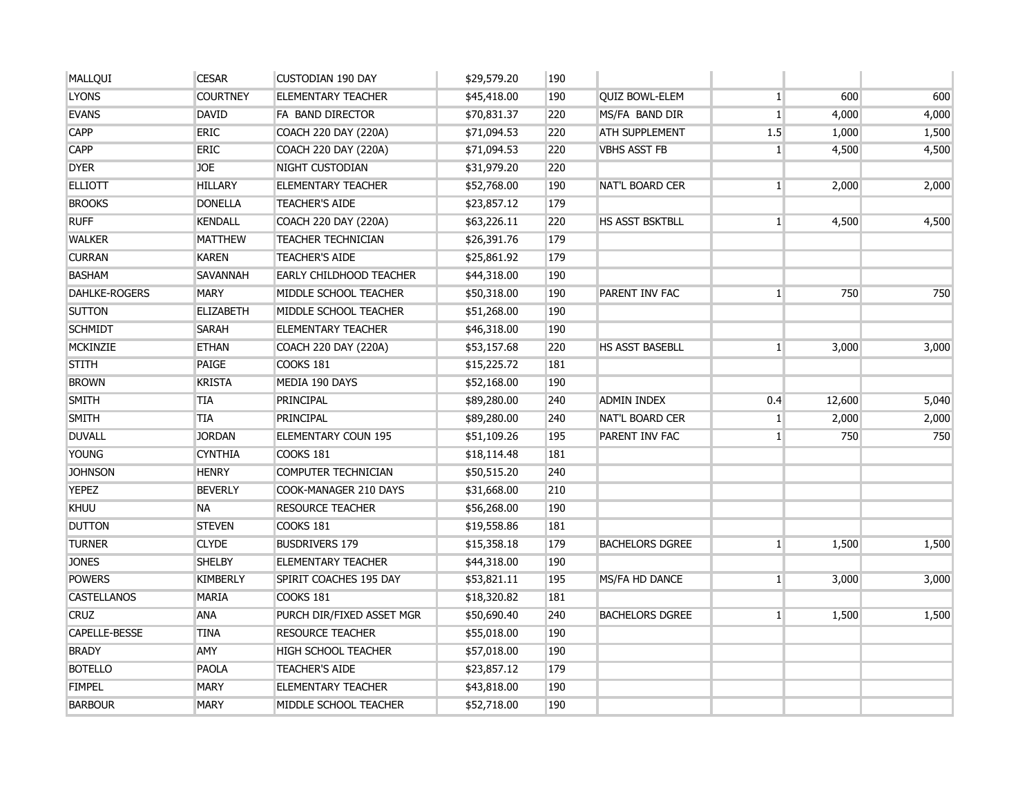| | | | | | | | | |
|---|---|---|---|---|---|---|---|---|
| MALLQUI | CESAR | CUSTODIAN 190 DAY | $29,579.20 | 190 | | | | |
| LYONS | COURTNEY | ELEMENTARY TEACHER | $45,418.00 | 190 | QUIZ BOWL-ELEM | 1 | 600 | 600 |
| EVANS | DAVID | FA BAND DIRECTOR | $70,831.37 | 220 | MS/FA BAND DIR | 1 | 4,000 | 4,000 |
| CAPP | ERIC | COACH 220 DAY (220A) | $71,094.53 | 220 | ATH SUPPLEMENT | 1.5 | 1,000 | 1,500 |
| CAPP | ERIC | COACH 220 DAY (220A) | $71,094.53 | 220 | VBHS ASST FB | 1 | 4,500 | 4,500 |
| DYER | JOE | NIGHT CUSTODIAN | $31,979.20 | 220 | | | | |
| ELLIOTT | HILLARY | ELEMENTARY TEACHER | $52,768.00 | 190 | NAT'L BOARD CER | 1 | 2,000 | 2,000 |
| BROOKS | DONELLA | TEACHER'S AIDE | $23,857.12 | 179 | | | | |
| RUFF | KENDALL | COACH 220 DAY (220A) | $63,226.11 | 220 | HS ASST BSKTBLL | 1 | 4,500 | 4,500 |
| WALKER | MATTHEW | TEACHER TECHNICIAN | $26,391.76 | 179 | | | | |
| CURRAN | KAREN | TEACHER'S AIDE | $25,861.92 | 179 | | | | |
| BASHAM | SAVANNAH | EARLY CHILDHOOD TEACHER | $44,318.00 | 190 | | | | |
| DAHLKE-ROGERS | MARY | MIDDLE SCHOOL TEACHER | $50,318.00 | 190 | PARENT INV FAC | 1 | 750 | 750 |
| SUTTON | ELIZABETH | MIDDLE SCHOOL TEACHER | $51,268.00 | 190 | | | | |
| SCHMIDT | SARAH | ELEMENTARY TEACHER | $46,318.00 | 190 | | | | |
| MCKINZIE | ETHAN | COACH 220 DAY (220A) | $53,157.68 | 220 | HS ASST BASEBLL | 1 | 3,000 | 3,000 |
| STITH | PAIGE | COOKS 181 | $15,225.72 | 181 | | | | |
| BROWN | KRISTA | MEDIA 190 DAYS | $52,168.00 | 190 | | | | |
| SMITH | TIA | PRINCIPAL | $89,280.00 | 240 | ADMIN INDEX | 0.4 | 12,600 | 5,040 |
| SMITH | TIA | PRINCIPAL | $89,280.00 | 240 | NAT'L BOARD CER | 1 | 2,000 | 2,000 |
| DUVALL | JORDAN | ELEMENTARY COUN 195 | $51,109.26 | 195 | PARENT INV FAC | 1 | 750 | 750 |
| YOUNG | CYNTHIA | COOKS 181 | $18,114.48 | 181 | | | | |
| JOHNSON | HENRY | COMPUTER TECHNICIAN | $50,515.20 | 240 | | | | |
| YEPEZ | BEVERLY | COOK-MANAGER 210 DAYS | $31,668.00 | 210 | | | | |
| KHUU | NA | RESOURCE TEACHER | $56,268.00 | 190 | | | | |
| DUTTON | STEVEN | COOKS 181 | $19,558.86 | 181 | | | | |
| TURNER | CLYDE | BUSDRIVERS 179 | $15,358.18 | 179 | BACHELORS DGREE | 1 | 1,500 | 1,500 |
| JONES | SHELBY | ELEMENTARY TEACHER | $44,318.00 | 190 | | | | |
| POWERS | KIMBERLY | SPIRIT COACHES 195 DAY | $53,821.11 | 195 | MS/FA HD DANCE | 1 | 3,000 | 3,000 |
| CASTELLANOS | MARIA | COOKS 181 | $18,320.82 | 181 | | | | |
| CRUZ | ANA | PURCH DIR/FIXED ASSET MGR | $50,690.40 | 240 | BACHELORS DGREE | 1 | 1,500 | 1,500 |
| CAPELLE-BESSE | TINA | RESOURCE TEACHER | $55,018.00 | 190 | | | | |
| BRADY | AMY | HIGH SCHOOL TEACHER | $57,018.00 | 190 | | | | |
| BOTELLO | PAOLA | TEACHER'S AIDE | $23,857.12 | 179 | | | | |
| FIMPEL | MARY | ELEMENTARY TEACHER | $43,818.00 | 190 | | | | |
| BARBOUR | MARY | MIDDLE SCHOOL TEACHER | $52,718.00 | 190 | | | | |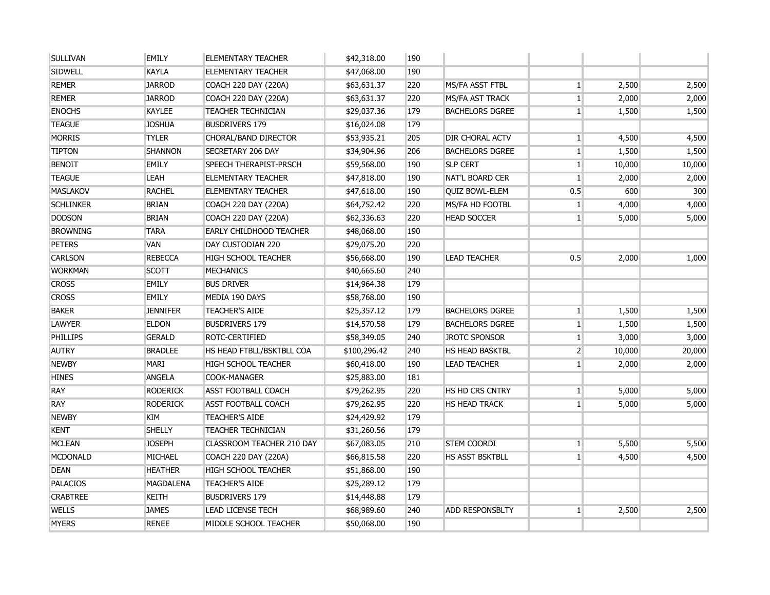| | | | | | | | | |
|---|---|---|---|---|---|---|---|---|
| SULLIVAN | EMILY | ELEMENTARY TEACHER | $42,318.00 | 190 | | | | |
| SIDWELL | KAYLA | ELEMENTARY TEACHER | $47,068.00 | 190 | | | | |
| REMER | JARROD | COACH 220 DAY (220A) | $63,631.37 | 220 | MS/FA ASST FTBL | 1 | 2,500 | 2,500 |
| REMER | JARROD | COACH 220 DAY (220A) | $63,631.37 | 220 | MS/FA AST TRACK | 1 | 2,000 | 2,000 |
| ENOCHS | KAYLEE | TEACHER TECHNICIAN | $29,037.36 | 179 | BACHELORS DGREE | 1 | 1,500 | 1,500 |
| TEAGUE | JOSHUA | BUSDRIVERS 179 | $16,024.08 | 179 | | | | |
| MORRIS | TYLER | CHORAL/BAND DIRECTOR | $53,935.21 | 205 | DIR CHORAL ACTV | 1 | 4,500 | 4,500 |
| TIPTON | SHANNON | SECRETARY 206 DAY | $34,904.96 | 206 | BACHELORS DGREE | 1 | 1,500 | 1,500 |
| BENOIT | EMILY | SPEECH THERAPIST-PRSCH | $59,568.00 | 190 | SLP CERT | 1 | 10,000 | 10,000 |
| TEAGUE | LEAH | ELEMENTARY TEACHER | $47,818.00 | 190 | NAT'L BOARD CER | 1 | 2,000 | 2,000 |
| MASLAKOV | RACHEL | ELEMENTARY TEACHER | $47,618.00 | 190 | QUIZ BOWL-ELEM | 0.5 | 600 | 300 |
| SCHLINKER | BRIAN | COACH 220 DAY (220A) | $64,752.42 | 220 | MS/FA HD FOOTBL | 1 | 4,000 | 4,000 |
| DODSON | BRIAN | COACH 220 DAY (220A) | $62,336.63 | 220 | HEAD SOCCER | 1 | 5,000 | 5,000 |
| BROWNING | TARA | EARLY CHILDHOOD TEACHER | $48,068.00 | 190 | | | | |
| PETERS | VAN | DAY CUSTODIAN 220 | $29,075.20 | 220 | | | | |
| CARLSON | REBECCA | HIGH SCHOOL TEACHER | $56,668.00 | 190 | LEAD TEACHER | 0.5 | 2,000 | 1,000 |
| WORKMAN | SCOTT | MECHANICS | $40,665.60 | 240 | | | | |
| CROSS | EMILY | BUS DRIVER | $14,964.38 | 179 | | | | |
| CROSS | EMILY | MEDIA 190 DAYS | $58,768.00 | 190 | | | | |
| BAKER | JENNIFER | TEACHER'S AIDE | $25,357.12 | 179 | BACHELORS DGREE | 1 | 1,500 | 1,500 |
| LAWYER | ELDON | BUSDRIVERS 179 | $14,570.58 | 179 | BACHELORS DGREE | 1 | 1,500 | 1,500 |
| PHILLIPS | GERALD | ROTC-CERTIFIED | $58,349.05 | 240 | JROTC SPONSOR | 1 | 3,000 | 3,000 |
| AUTRY | BRADLEE | HS HEAD FTBLL/BSKTBLL COA | $100,296.42 | 240 | HS HEAD BASKTBL | 2 | 10,000 | 20,000 |
| NEWBY | MARI | HIGH SCHOOL TEACHER | $60,418.00 | 190 | LEAD TEACHER | 1 | 2,000 | 2,000 |
| HINES | ANGELA | COOK-MANAGER | $25,883.00 | 181 | | | | |
| RAY | RODERICK | ASST FOOTBALL COACH | $79,262.95 | 220 | HS HD CRS CNTRY | 1 | 5,000 | 5,000 |
| RAY | RODERICK | ASST FOOTBALL COACH | $79,262.95 | 220 | HS HEAD TRACK | 1 | 5,000 | 5,000 |
| NEWBY | KIM | TEACHER'S AIDE | $24,429.92 | 179 | | | | |
| KENT | SHELLY | TEACHER TECHNICIAN | $31,260.56 | 179 | | | | |
| MCLEAN | JOSEPH | CLASSROOM TEACHER 210 DAY | $67,083.05 | 210 | STEM COORDI | 1 | 5,500 | 5,500 |
| MCDONALD | MICHAEL | COACH 220 DAY (220A) | $66,815.58 | 220 | HS ASST BSKTBLL | 1 | 4,500 | 4,500 |
| DEAN | HEATHER | HIGH SCHOOL TEACHER | $51,868.00 | 190 | | | | |
| PALACIOS | MAGDALENA | TEACHER'S AIDE | $25,289.12 | 179 | | | | |
| CRABTREE | KEITH | BUSDRIVERS 179 | $14,448.88 | 179 | | | | |
| WELLS | JAMES | LEAD LICENSE TECH | $68,989.60 | 240 | ADD RESPONSBLTY | 1 | 2,500 | 2,500 |
| MYERS | RENEE | MIDDLE SCHOOL TEACHER | $50,068.00 | 190 | | | | |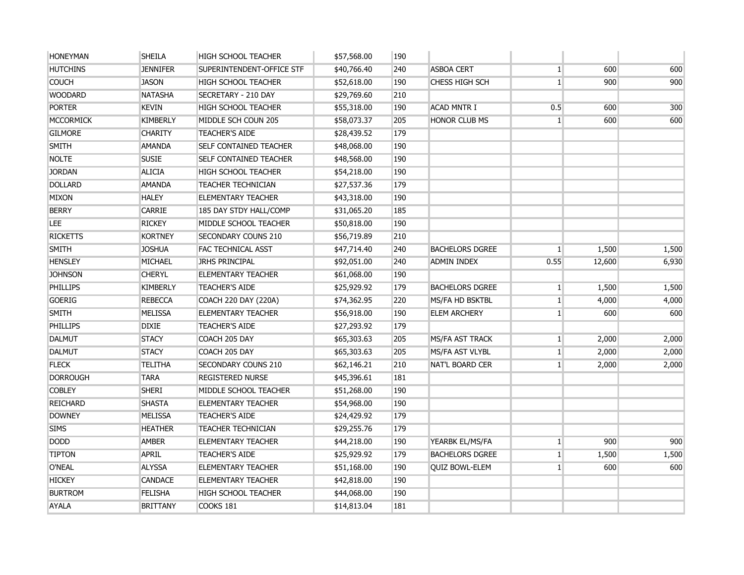| | | | | | | | | |
|---|---|---|---|---|---|---|---|---|
| HONEYMAN | SHEILA | HIGH SCHOOL TEACHER | $57,568.00 | 190 | | | | |
| HUTCHINS | JENNIFER | SUPERINTENDENT-OFFICE STF | $40,766.40 | 240 | ASBOA CERT | 1 | 600 | 600 |
| COUCH | JASON | HIGH SCHOOL TEACHER | $52,618.00 | 190 | CHESS HIGH SCH | 1 | 900 | 900 |
| WOODARD | NATASHA | SECRETARY - 210 DAY | $29,769.60 | 210 | | | | |
| PORTER | KEVIN | HIGH SCHOOL TEACHER | $55,318.00 | 190 | ACAD MNTR I | 0.5 | 600 | 300 |
| MCCORMICK | KIMBERLY | MIDDLE SCH COUN 205 | $58,073.37 | 205 | HONOR CLUB MS | 1 | 600 | 600 |
| GILMORE | CHARITY | TEACHER'S AIDE | $28,439.52 | 179 | | | | |
| SMITH | AMANDA | SELF CONTAINED TEACHER | $48,068.00 | 190 | | | | |
| NOLTE | SUSIE | SELF CONTAINED TEACHER | $48,568.00 | 190 | | | | |
| JORDAN | ALICIA | HIGH SCHOOL TEACHER | $54,218.00 | 190 | | | | |
| DOLLARD | AMANDA | TEACHER TECHNICIAN | $27,537.36 | 179 | | | | |
| MIXON | HALEY | ELEMENTARY TEACHER | $43,318.00 | 190 | | | | |
| BERRY | CARRIE | 185 DAY STDY HALL/COMP | $31,065.20 | 185 | | | | |
| LEE | RICKEY | MIDDLE SCHOOL TEACHER | $50,818.00 | 190 | | | | |
| RICKETTS | KORTNEY | SECONDARY COUNS 210 | $56,719.89 | 210 | | | | |
| SMITH | JOSHUA | FAC TECHNICAL ASST | $47,714.40 | 240 | BACHELORS DGREE | 1 | 1,500 | 1,500 |
| HENSLEY | MICHAEL | JRHS PRINCIPAL | $92,051.00 | 240 | ADMIN INDEX | 0.55 | 12,600 | 6,930 |
| JOHNSON | CHERYL | ELEMENTARY TEACHER | $61,068.00 | 190 | | | | |
| PHILLIPS | KIMBERLY | TEACHER'S AIDE | $25,929.92 | 179 | BACHELORS DGREE | 1 | 1,500 | 1,500 |
| GOERIG | REBECCA | COACH 220 DAY (220A) | $74,362.95 | 220 | MS/FA HD BSKTBL | 1 | 4,000 | 4,000 |
| SMITH | MELISSA | ELEMENTARY TEACHER | $56,918.00 | 190 | ELEM ARCHERY | 1 | 600 | 600 |
| PHILLIPS | DIXIE | TEACHER'S AIDE | $27,293.92 | 179 | | | | |
| DALMUT | STACY | COACH 205 DAY | $65,303.63 | 205 | MS/FA AST TRACK | 1 | 2,000 | 2,000 |
| DALMUT | STACY | COACH 205 DAY | $65,303.63 | 205 | MS/FA AST VLYBL | 1 | 2,000 | 2,000 |
| FLECK | TELITHA | SECONDARY COUNS 210 | $62,146.21 | 210 | NAT'L BOARD CER | 1 | 2,000 | 2,000 |
| DORROUGH | TARA | REGISTERED NURSE | $45,396.61 | 181 | | | | |
| COBLEY | SHERI | MIDDLE SCHOOL TEACHER | $51,268.00 | 190 | | | | |
| REICHARD | SHASTA | ELEMENTARY TEACHER | $54,968.00 | 190 | | | | |
| DOWNEY | MELISSA | TEACHER'S AIDE | $24,429.92 | 179 | | | | |
| SIMS | HEATHER | TEACHER TECHNICIAN | $29,255.76 | 179 | | | | |
| DODD | AMBER | ELEMENTARY TEACHER | $44,218.00 | 190 | YEARBK EL/MS/FA | 1 | 900 | 900 |
| TIPTON | APRIL | TEACHER'S AIDE | $25,929.92 | 179 | BACHELORS DGREE | 1 | 1,500 | 1,500 |
| O'NEAL | ALYSSA | ELEMENTARY TEACHER | $51,168.00 | 190 | QUIZ BOWL-ELEM | 1 | 600 | 600 |
| HICKEY | CANDACE | ELEMENTARY TEACHER | $42,818.00 | 190 | | | | |
| BURTROM | FELISHA | HIGH SCHOOL TEACHER | $44,068.00 | 190 | | | | |
| AYALA | BRITTANY | COOKS 181 | $14,813.04 | 181 | | | | |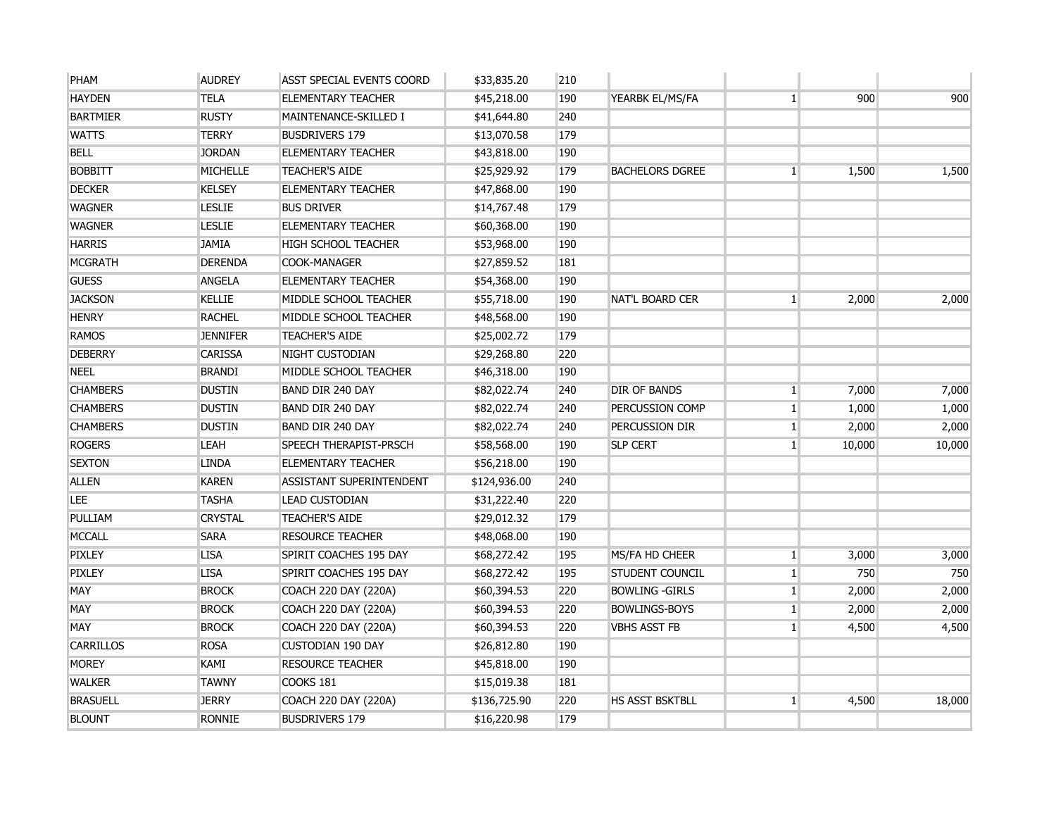| | | | | | | | | |
|---|---|---|---|---|---|---|---|---|
| PHAM | AUDREY | ASST SPECIAL EVENTS COORD | $33,835.20 | 210 | | | | |
| HAYDEN | TELA | ELEMENTARY TEACHER | $45,218.00 | 190 | YEARBK EL/MS/FA | 1 | 900 | 900 |
| BARTMIER | RUSTY | MAINTENANCE-SKILLED I | $41,644.80 | 240 | | | | |
| WATTS | TERRY | BUSDRIVERS 179 | $13,070.58 | 179 | | | | |
| BELL | JORDAN | ELEMENTARY TEACHER | $43,818.00 | 190 | | | | |
| BOBBITT | MICHELLE | TEACHER'S AIDE | $25,929.92 | 179 | BACHELORS DGREE | 1 | 1,500 | 1,500 |
| DECKER | KELSEY | ELEMENTARY TEACHER | $47,868.00 | 190 | | | | |
| WAGNER | LESLIE | BUS DRIVER | $14,767.48 | 179 | | | | |
| WAGNER | LESLIE | ELEMENTARY TEACHER | $60,368.00 | 190 | | | | |
| HARRIS | JAMIA | HIGH SCHOOL TEACHER | $53,968.00 | 190 | | | | |
| MCGRATH | DERENDA | COOK-MANAGER | $27,859.52 | 181 | | | | |
| GUESS | ANGELA | ELEMENTARY TEACHER | $54,368.00 | 190 | | | | |
| JACKSON | KELLIE | MIDDLE SCHOOL TEACHER | $55,718.00 | 190 | NAT'L BOARD CER | 1 | 2,000 | 2,000 |
| HENRY | RACHEL | MIDDLE SCHOOL TEACHER | $48,568.00 | 190 | | | | |
| RAMOS | JENNIFER | TEACHER'S AIDE | $25,002.72 | 179 | | | | |
| DEBERRY | CARISSA | NIGHT CUSTODIAN | $29,268.80 | 220 | | | | |
| NEEL | BRANDI | MIDDLE SCHOOL TEACHER | $46,318.00 | 190 | | | | |
| CHAMBERS | DUSTIN | BAND DIR 240 DAY | $82,022.74 | 240 | DIR OF BANDS | 1 | 7,000 | 7,000 |
| CHAMBERS | DUSTIN | BAND DIR 240 DAY | $82,022.74 | 240 | PERCUSSION COMP | 1 | 1,000 | 1,000 |
| CHAMBERS | DUSTIN | BAND DIR 240 DAY | $82,022.74 | 240 | PERCUSSION DIR | 1 | 2,000 | 2,000 |
| ROGERS | LEAH | SPEECH THERAPIST-PRSCH | $58,568.00 | 190 | SLP CERT | 1 | 10,000 | 10,000 |
| SEXTON | LINDA | ELEMENTARY TEACHER | $56,218.00 | 190 | | | | |
| ALLEN | KAREN | ASSISTANT SUPERINTENDENT | $124,936.00 | 240 | | | | |
| LEE | TASHA | LEAD CUSTODIAN | $31,222.40 | 220 | | | | |
| PULLIAM | CRYSTAL | TEACHER'S AIDE | $29,012.32 | 179 | | | | |
| MCCALL | SARA | RESOURCE TEACHER | $48,068.00 | 190 | | | | |
| PIXLEY | LISA | SPIRIT COACHES 195 DAY | $68,272.42 | 195 | MS/FA HD CHEER | 1 | 3,000 | 3,000 |
| PIXLEY | LISA | SPIRIT COACHES 195 DAY | $68,272.42 | 195 | STUDENT COUNCIL | 1 | 750 | 750 |
| MAY | BROCK | COACH 220 DAY (220A) | $60,394.53 | 220 | BOWLING -GIRLS | 1 | 2,000 | 2,000 |
| MAY | BROCK | COACH 220 DAY (220A) | $60,394.53 | 220 | BOWLINGS-BOYS | 1 | 2,000 | 2,000 |
| MAY | BROCK | COACH 220 DAY (220A) | $60,394.53 | 220 | VBHS ASST FB | 1 | 4,500 | 4,500 |
| CARRILLOS | ROSA | CUSTODIAN 190 DAY | $26,812.80 | 190 | | | | |
| MOREY | KAMI | RESOURCE TEACHER | $45,818.00 | 190 | | | | |
| WALKER | TAWNY | COOKS 181 | $15,019.38 | 181 | | | | |
| BRASUELL | JERRY | COACH 220 DAY (220A) | $136,725.90 | 220 | HS ASST BSKTBLL | 1 | 4,500 | 18,000 |
| BLOUNT | RONNIE | BUSDRIVERS 179 | $16,220.98 | 179 | | | | |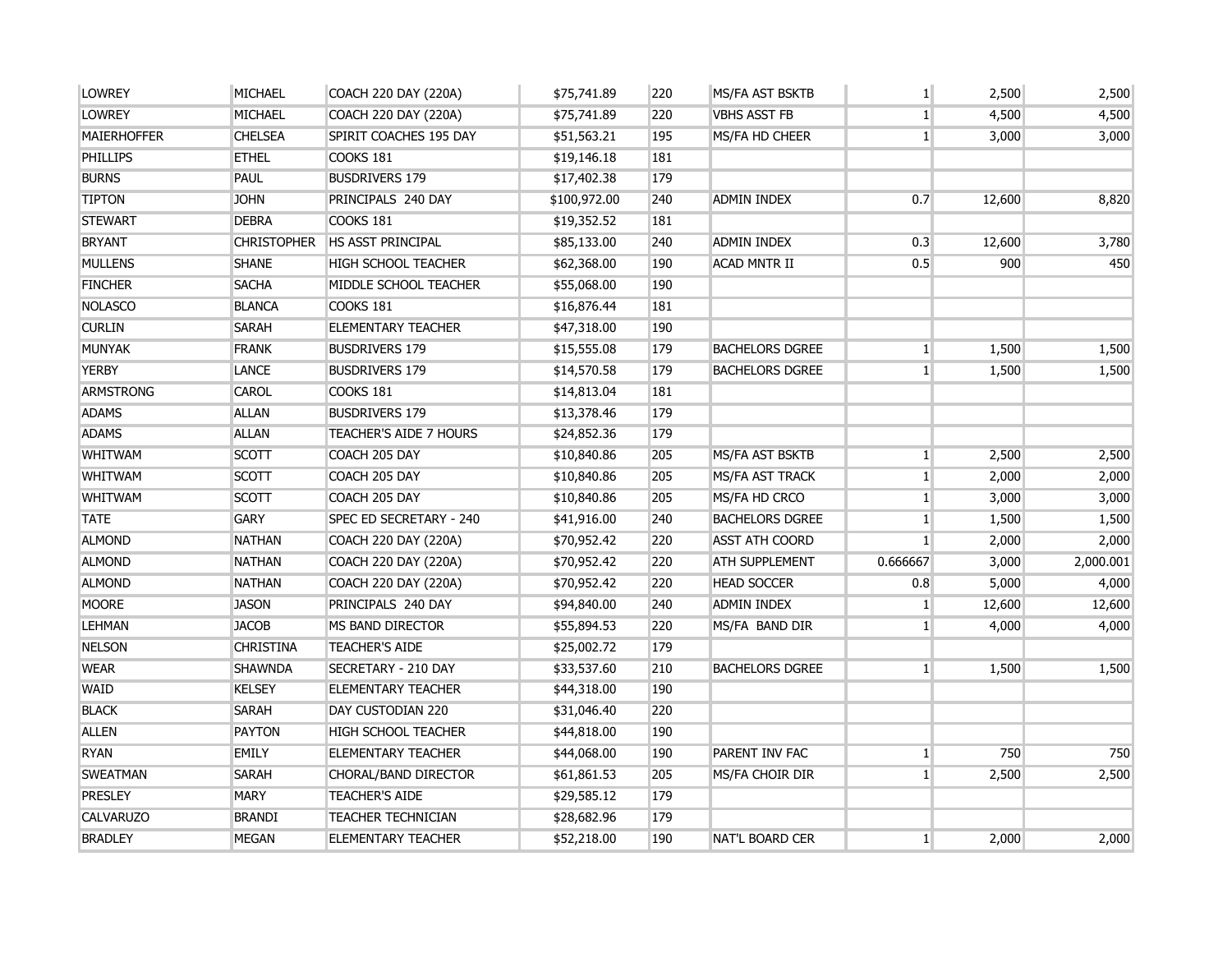| | | | | | | | | |
|---|---|---|---|---|---|---|---|---|
| LOWREY | MICHAEL | COACH 220 DAY (220A) | $75,741.89 | 220 | MS/FA AST BSKTB | 1 | 2,500 | 2,500 |
| LOWREY | MICHAEL | COACH 220 DAY (220A) | $75,741.89 | 220 | VBHS ASST FB | 1 | 4,500 | 4,500 |
| MAIERHOFFER | CHELSEA | SPIRIT COACHES 195 DAY | $51,563.21 | 195 | MS/FA HD CHEER | 1 | 3,000 | 3,000 |
| PHILLIPS | ETHEL | COOKS 181 | $19,146.18 | 181 | | | | |
| BURNS | PAUL | BUSDRIVERS 179 | $17,402.38 | 179 | | | | |
| TIPTON | JOHN | PRINCIPALS 240 DAY | $100,972.00 | 240 | ADMIN INDEX | 0.7 | 12,600 | 8,820 |
| STEWART | DEBRA | COOKS 181 | $19,352.52 | 181 | | | | |
| BRYANT | CHRISTOPHER | HS ASST PRINCIPAL | $85,133.00 | 240 | ADMIN INDEX | 0.3 | 12,600 | 3,780 |
| MULLENS | SHANE | HIGH SCHOOL TEACHER | $62,368.00 | 190 | ACAD MNTR II | 0.5 | 900 | 450 |
| FINCHER | SACHA | MIDDLE SCHOOL TEACHER | $55,068.00 | 190 | | | | |
| NOLASCO | BLANCA | COOKS 181 | $16,876.44 | 181 | | | | |
| CURLIN | SARAH | ELEMENTARY TEACHER | $47,318.00 | 190 | | | | |
| MUNYAK | FRANK | BUSDRIVERS 179 | $15,555.08 | 179 | BACHELORS DGREE | 1 | 1,500 | 1,500 |
| YERBY | LANCE | BUSDRIVERS 179 | $14,570.58 | 179 | BACHELORS DGREE | 1 | 1,500 | 1,500 |
| ARMSTRONG | CAROL | COOKS 181 | $14,813.04 | 181 | | | | |
| ADAMS | ALLAN | BUSDRIVERS 179 | $13,378.46 | 179 | | | | |
| ADAMS | ALLAN | TEACHER'S AIDE 7 HOURS | $24,852.36 | 179 | | | | |
| WHITWAM | SCOTT | COACH 205 DAY | $10,840.86 | 205 | MS/FA AST BSKTB | 1 | 2,500 | 2,500 |
| WHITWAM | SCOTT | COACH 205 DAY | $10,840.86 | 205 | MS/FA AST TRACK | 1 | 2,000 | 2,000 |
| WHITWAM | SCOTT | COACH 205 DAY | $10,840.86 | 205 | MS/FA HD CRCO | 1 | 3,000 | 3,000 |
| TATE | GARY | SPEC ED SECRETARY - 240 | $41,916.00 | 240 | BACHELORS DGREE | 1 | 1,500 | 1,500 |
| ALMOND | NATHAN | COACH 220 DAY (220A) | $70,952.42 | 220 | ASST ATH COORD | 1 | 2,000 | 2,000 |
| ALMOND | NATHAN | COACH 220 DAY (220A) | $70,952.42 | 220 | ATH SUPPLEMENT | 0.666667 | 3,000 | 2,000.001 |
| ALMOND | NATHAN | COACH 220 DAY (220A) | $70,952.42 | 220 | HEAD SOCCER | 0.8 | 5,000 | 4,000 |
| MOORE | JASON | PRINCIPALS 240 DAY | $94,840.00 | 240 | ADMIN INDEX | 1 | 12,600 | 12,600 |
| LEHMAN | JACOB | MS BAND DIRECTOR | $55,894.53 | 220 | MS/FA BAND DIR | 1 | 4,000 | 4,000 |
| NELSON | CHRISTINA | TEACHER'S AIDE | $25,002.72 | 179 | | | | |
| WEAR | SHAWNDA | SECRETARY - 210 DAY | $33,537.60 | 210 | BACHELORS DGREE | 1 | 1,500 | 1,500 |
| WAID | KELSEY | ELEMENTARY TEACHER | $44,318.00 | 190 | | | | |
| BLACK | SARAH | DAY CUSTODIAN 220 | $31,046.40 | 220 | | | | |
| ALLEN | PAYTON | HIGH SCHOOL TEACHER | $44,818.00 | 190 | | | | |
| RYAN | EMILY | ELEMENTARY TEACHER | $44,068.00 | 190 | PARENT INV FAC | 1 | 750 | 750 |
| SWEATMAN | SARAH | CHORAL/BAND DIRECTOR | $61,861.53 | 205 | MS/FA CHOIR DIR | 1 | 2,500 | 2,500 |
| PRESLEY | MARY | TEACHER'S AIDE | $29,585.12 | 179 | | | | |
| CALVARUZO | BRANDI | TEACHER TECHNICIAN | $28,682.96 | 179 | | | | |
| BRADLEY | MEGAN | ELEMENTARY TEACHER | $52,218.00 | 190 | NAT'L BOARD CER | 1 | 2,000 | 2,000 |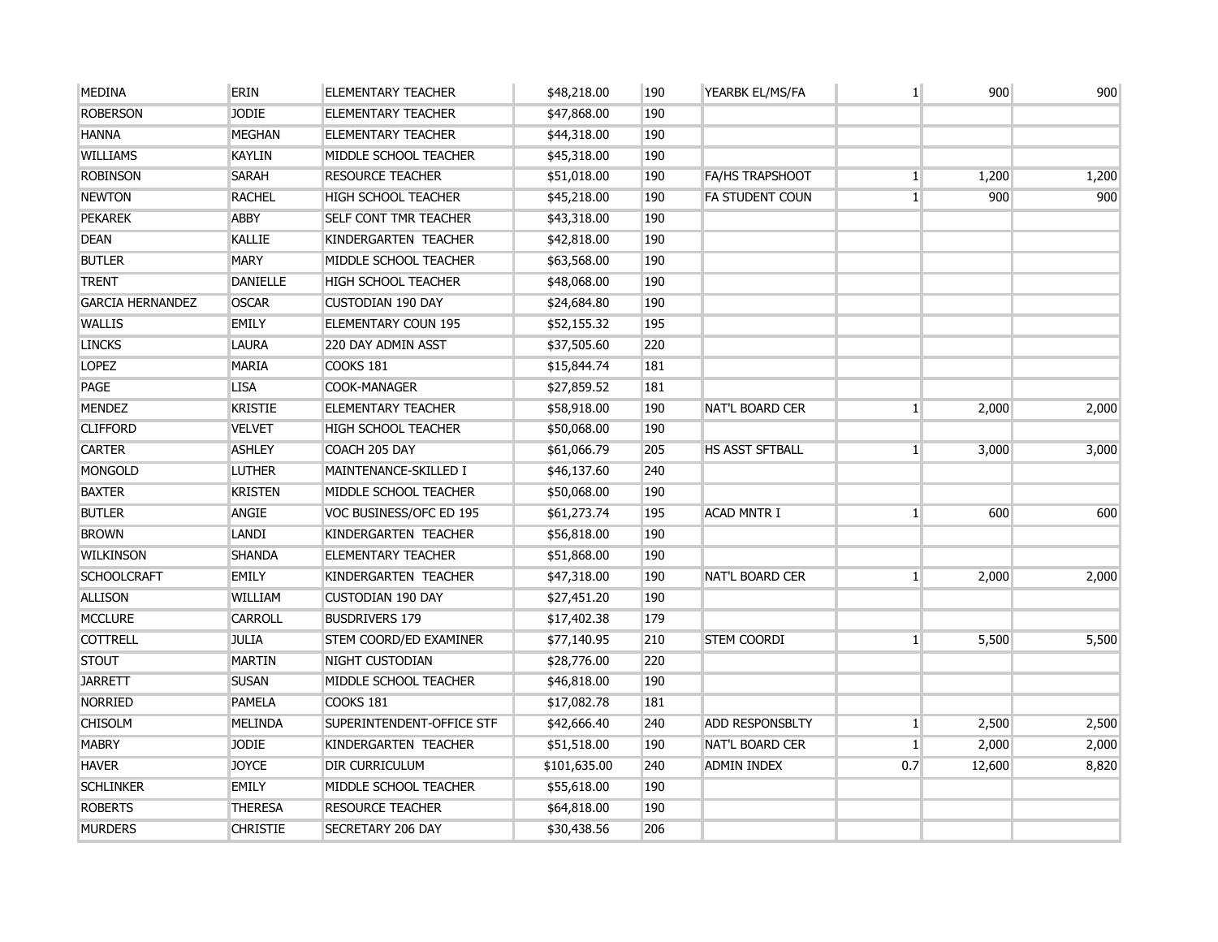| | | | | | | | | |
|---|---|---|---|---|---|---|---|---|
| MEDINA | ERIN | ELEMENTARY TEACHER | $48,218.00 | 190 | YEARBK EL/MS/FA | 1 | 900 | 900 |
| ROBERSON | JODIE | ELEMENTARY TEACHER | $47,868.00 | 190 | | | | |
| HANNA | MEGHAN | ELEMENTARY TEACHER | $44,318.00 | 190 | | | | |
| WILLIAMS | KAYLIN | MIDDLE SCHOOL TEACHER | $45,318.00 | 190 | | | | |
| ROBINSON | SARAH | RESOURCE TEACHER | $51,018.00 | 190 | FA/HS TRAPSHOOT | 1 | 1,200 | 1,200 |
| NEWTON | RACHEL | HIGH SCHOOL TEACHER | $45,218.00 | 190 | FA STUDENT COUN | 1 | 900 | 900 |
| PEKAREK | ABBY | SELF CONT TMR TEACHER | $43,318.00 | 190 | | | | |
| DEAN | KALLIE | KINDERGARTEN TEACHER | $42,818.00 | 190 | | | | |
| BUTLER | MARY | MIDDLE SCHOOL TEACHER | $63,568.00 | 190 | | | | |
| TRENT | DANIELLE | HIGH SCHOOL TEACHER | $48,068.00 | 190 | | | | |
| GARCIA HERNANDEZ | OSCAR | CUSTODIAN 190 DAY | $24,684.80 | 190 | | | | |
| WALLIS | EMILY | ELEMENTARY COUN 195 | $52,155.32 | 195 | | | | |
| LINCKS | LAURA | 220 DAY ADMIN ASST | $37,505.60 | 220 | | | | |
| LOPEZ | MARIA | COOKS 181 | $15,844.74 | 181 | | | | |
| PAGE | LISA | COOK-MANAGER | $27,859.52 | 181 | | | | |
| MENDEZ | KRISTIE | ELEMENTARY TEACHER | $58,918.00 | 190 | NAT'L BOARD CER | 1 | 2,000 | 2,000 |
| CLIFFORD | VELVET | HIGH SCHOOL TEACHER | $50,068.00 | 190 | | | | |
| CARTER | ASHLEY | COACH 205 DAY | $61,066.79 | 205 | HS ASST SFTBALL | 1 | 3,000 | 3,000 |
| MONGOLD | LUTHER | MAINTENANCE-SKILLED I | $46,137.60 | 240 | | | | |
| BAXTER | KRISTEN | MIDDLE SCHOOL TEACHER | $50,068.00 | 190 | | | | |
| BUTLER | ANGIE | VOC BUSINESS/OFC ED 195 | $61,273.74 | 195 | ACAD MNTR I | 1 | 600 | 600 |
| BROWN | LANDI | KINDERGARTEN TEACHER | $56,818.00 | 190 | | | | |
| WILKINSON | SHANDA | ELEMENTARY TEACHER | $51,868.00 | 190 | | | | |
| SCHOOLCRAFT | EMILY | KINDERGARTEN TEACHER | $47,318.00 | 190 | NAT'L BOARD CER | 1 | 2,000 | 2,000 |
| ALLISON | WILLIAM | CUSTODIAN 190 DAY | $27,451.20 | 190 | | | | |
| MCCLURE | CARROLL | BUSDRIVERS 179 | $17,402.38 | 179 | | | | |
| COTTRELL | JULIA | STEM COORD/ED EXAMINER | $77,140.95 | 210 | STEM COORDI | 1 | 5,500 | 5,500 |
| STOUT | MARTIN | NIGHT CUSTODIAN | $28,776.00 | 220 | | | | |
| JARRETT | SUSAN | MIDDLE SCHOOL TEACHER | $46,818.00 | 190 | | | | |
| NORRIED | PAMELA | COOKS 181 | $17,082.78 | 181 | | | | |
| CHISOLM | MELINDA | SUPERINTENDENT-OFFICE STF | $42,666.40 | 240 | ADD RESPONSBLTY | 1 | 2,500 | 2,500 |
| MABRY | JODIE | KINDERGARTEN TEACHER | $51,518.00 | 190 | NAT'L BOARD CER | 1 | 2,000 | 2,000 |
| HAVER | JOYCE | DIR CURRICULUM | $101,635.00 | 240 | ADMIN INDEX | 0.7 | 12,600 | 8,820 |
| SCHLINKER | EMILY | MIDDLE SCHOOL TEACHER | $55,618.00 | 190 | | | | |
| ROBERTS | THERESA | RESOURCE TEACHER | $64,818.00 | 190 | | | | |
| MURDERS | CHRISTIE | SECRETARY 206 DAY | $30,438.56 | 206 | | | | |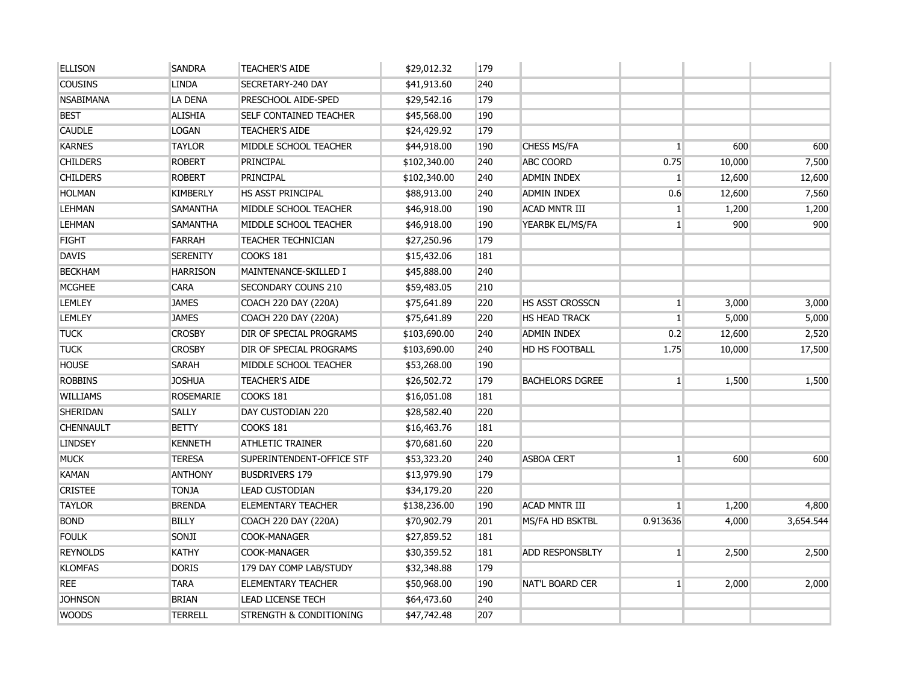| | | | | | | | | |
|---|---|---|---|---|---|---|---|---|
| ELLISON | SANDRA | TEACHER'S AIDE | $29,012.32 | 179 | | | | |
| COUSINS | LINDA | SECRETARY-240 DAY | $41,913.60 | 240 | | | | |
| NSABIMANA | LA DENA | PRESCHOOL AIDE-SPED | $29,542.16 | 179 | | | | |
| BEST | ALISHIA | SELF CONTAINED TEACHER | $45,568.00 | 190 | | | | |
| CAUDLE | LOGAN | TEACHER'S AIDE | $24,429.92 | 179 | | | | |
| KARNES | TAYLOR | MIDDLE SCHOOL TEACHER | $44,918.00 | 190 | CHESS MS/FA | 1 | 600 | 600 |
| CHILDERS | ROBERT | PRINCIPAL | $102,340.00 | 240 | ABC COORD | 0.75 | 10,000 | 7,500 |
| CHILDERS | ROBERT | PRINCIPAL | $102,340.00 | 240 | ADMIN INDEX | 1 | 12,600 | 12,600 |
| HOLMAN | KIMBERLY | HS ASST PRINCIPAL | $88,913.00 | 240 | ADMIN INDEX | 0.6 | 12,600 | 7,560 |
| LEHMAN | SAMANTHA | MIDDLE SCHOOL TEACHER | $46,918.00 | 190 | ACAD MNTR III | 1 | 1,200 | 1,200 |
| LEHMAN | SAMANTHA | MIDDLE SCHOOL TEACHER | $46,918.00 | 190 | YEARBK EL/MS/FA | 1 | 900 | 900 |
| FIGHT | FARRAH | TEACHER TECHNICIAN | $27,250.96 | 179 | | | | |
| DAVIS | SERENITY | COOKS 181 | $15,432.06 | 181 | | | | |
| BECKHAM | HARRISON | MAINTENANCE-SKILLED I | $45,888.00 | 240 | | | | |
| MCGHEE | CARA | SECONDARY COUNS 210 | $59,483.05 | 210 | | | | |
| LEMLEY | JAMES | COACH 220 DAY (220A) | $75,641.89 | 220 | HS ASST CROSSCN | 1 | 3,000 | 3,000 |
| LEMLEY | JAMES | COACH 220 DAY (220A) | $75,641.89 | 220 | HS HEAD TRACK | 1 | 5,000 | 5,000 |
| TUCK | CROSBY | DIR OF SPECIAL PROGRAMS | $103,690.00 | 240 | ADMIN INDEX | 0.2 | 12,600 | 2,520 |
| TUCK | CROSBY | DIR OF SPECIAL PROGRAMS | $103,690.00 | 240 | HD HS FOOTBALL | 1.75 | 10,000 | 17,500 |
| HOUSE | SARAH | MIDDLE SCHOOL TEACHER | $53,268.00 | 190 | | | | |
| ROBBINS | JOSHUA | TEACHER'S AIDE | $26,502.72 | 179 | BACHELORS DGREE | 1 | 1,500 | 1,500 |
| WILLIAMS | ROSEMARIE | COOKS 181 | $16,051.08 | 181 | | | | |
| SHERIDAN | SALLY | DAY CUSTODIAN 220 | $28,582.40 | 220 | | | | |
| CHENNAULT | BETTY | COOKS 181 | $16,463.76 | 181 | | | | |
| LINDSEY | KENNETH | ATHLETIC TRAINER | $70,681.60 | 220 | | | | |
| MUCK | TERESA | SUPERINTENDENT-OFFICE STF | $53,323.20 | 240 | ASBOA CERT | 1 | 600 | 600 |
| KAMAN | ANTHONY | BUSDRIVERS 179 | $13,979.90 | 179 | | | | |
| CRISTEE | TONJA | LEAD CUSTODIAN | $34,179.20 | 220 | | | | |
| TAYLOR | BRENDA | ELEMENTARY TEACHER | $138,236.00 | 190 | ACAD MNTR III | 1 | 1,200 | 4,800 |
| BOND | BILLY | COACH 220 DAY (220A) | $70,902.79 | 201 | MS/FA HD BSKTBL | 0.913636 | 4,000 | 3,654.544 |
| FOULK | SONJI | COOK-MANAGER | $27,859.52 | 181 | | | | |
| REYNOLDS | KATHY | COOK-MANAGER | $30,359.52 | 181 | ADD RESPONSBLTY | 1 | 2,500 | 2,500 |
| KLOMFAS | DORIS | 179 DAY COMP LAB/STUDY | $32,348.88 | 179 | | | | |
| REE | TARA | ELEMENTARY TEACHER | $50,968.00 | 190 | NAT'L BOARD CER | 1 | 2,000 | 2,000 |
| JOHNSON | BRIAN | LEAD LICENSE TECH | $64,473.60 | 240 | | | | |
| WOODS | TERRELL | STRENGTH & CONDITIONING | $47,742.48 | 207 | | | | |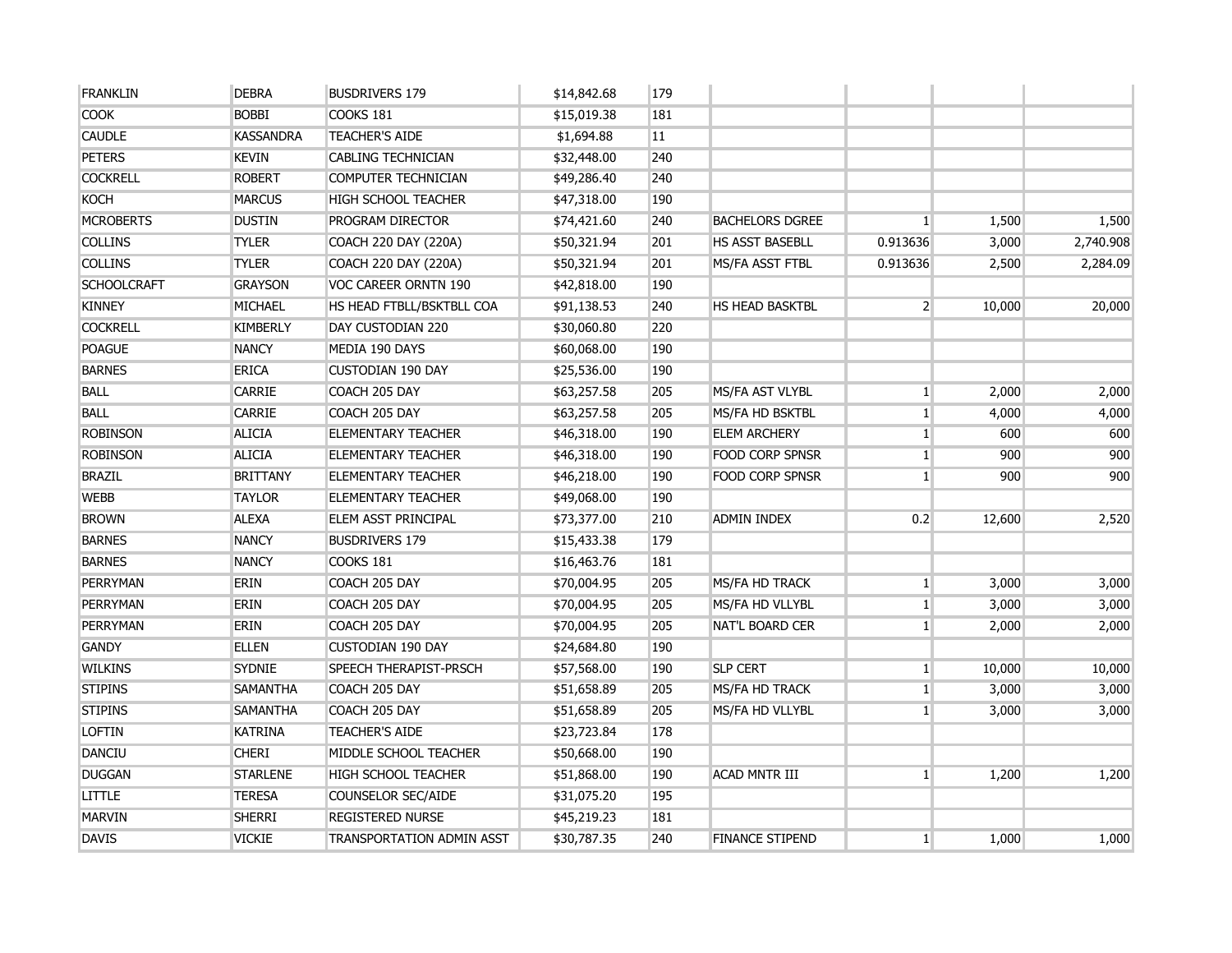| | | | | | | | | |
|---|---|---|---|---|---|---|---|---|
| FRANKLIN | DEBRA | BUSDRIVERS 179 | $14,842.68 | 179 | | | | |
| COOK | BOBBI | COOKS 181 | $15,019.38 | 181 | | | | |
| CAUDLE | KASSANDRA | TEACHER'S AIDE | $1,694.88 | 11 | | | | |
| PETERS | KEVIN | CABLING TECHNICIAN | $32,448.00 | 240 | | | | |
| COCKRELL | ROBERT | COMPUTER TECHNICIAN | $49,286.40 | 240 | | | | |
| KOCH | MARCUS | HIGH SCHOOL TEACHER | $47,318.00 | 190 | | | | |
| MCROBERTS | DUSTIN | PROGRAM DIRECTOR | $74,421.60 | 240 | BACHELORS DGREE | 1 | 1,500 | 1,500 |
| COLLINS | TYLER | COACH 220 DAY (220A) | $50,321.94 | 201 | HS ASST BASEBLL | 0.913636 | 3,000 | 2,740.908 |
| COLLINS | TYLER | COACH 220 DAY (220A) | $50,321.94 | 201 | MS/FA ASST FTBL | 0.913636 | 2,500 | 2,284.09 |
| SCHOOLCRAFT | GRAYSON | VOC CAREER ORNTN 190 | $42,818.00 | 190 | | | | |
| KINNEY | MICHAEL | HS HEAD FTBLL/BSKTBLL COA | $91,138.53 | 240 | HS HEAD BASKTBL | 2 | 10,000 | 20,000 |
| COCKRELL | KIMBERLY | DAY CUSTODIAN 220 | $30,060.80 | 220 | | | | |
| POAGUE | NANCY | MEDIA 190 DAYS | $60,068.00 | 190 | | | | |
| BARNES | ERICA | CUSTODIAN 190 DAY | $25,536.00 | 190 | | | | |
| BALL | CARRIE | COACH 205 DAY | $63,257.58 | 205 | MS/FA AST VLYBL | 1 | 2,000 | 2,000 |
| BALL | CARRIE | COACH 205 DAY | $63,257.58 | 205 | MS/FA HD BSKTBL | 1 | 4,000 | 4,000 |
| ROBINSON | ALICIA | ELEMENTARY TEACHER | $46,318.00 | 190 | ELEM ARCHERY | 1 | 600 | 600 |
| ROBINSON | ALICIA | ELEMENTARY TEACHER | $46,318.00 | 190 | FOOD CORP SPNSR | 1 | 900 | 900 |
| BRAZIL | BRITTANY | ELEMENTARY TEACHER | $46,218.00 | 190 | FOOD CORP SPNSR | 1 | 900 | 900 |
| WEBB | TAYLOR | ELEMENTARY TEACHER | $49,068.00 | 190 | | | | |
| BROWN | ALEXA | ELEM ASST PRINCIPAL | $73,377.00 | 210 | ADMIN INDEX | 0.2 | 12,600 | 2,520 |
| BARNES | NANCY | BUSDRIVERS 179 | $15,433.38 | 179 | | | | |
| BARNES | NANCY | COOKS 181 | $16,463.76 | 181 | | | | |
| PERRYMAN | ERIN | COACH 205 DAY | $70,004.95 | 205 | MS/FA HD TRACK | 1 | 3,000 | 3,000 |
| PERRYMAN | ERIN | COACH 205 DAY | $70,004.95 | 205 | MS/FA HD VLLYBL | 1 | 3,000 | 3,000 |
| PERRYMAN | ERIN | COACH 205 DAY | $70,004.95 | 205 | NAT'L BOARD CER | 1 | 2,000 | 2,000 |
| GANDY | ELLEN | CUSTODIAN 190 DAY | $24,684.80 | 190 | | | | |
| WILKINS | SYDNIE | SPEECH THERAPIST-PRSCH | $57,568.00 | 190 | SLP CERT | 1 | 10,000 | 10,000 |
| STIPINS | SAMANTHA | COACH 205 DAY | $51,658.89 | 205 | MS/FA HD TRACK | 1 | 3,000 | 3,000 |
| STIPINS | SAMANTHA | COACH 205 DAY | $51,658.89 | 205 | MS/FA HD VLLYBL | 1 | 3,000 | 3,000 |
| LOFTIN | KATRINA | TEACHER'S AIDE | $23,723.84 | 178 | | | | |
| DANCIU | CHERI | MIDDLE SCHOOL TEACHER | $50,668.00 | 190 | | | | |
| DUGGAN | STARLENE | HIGH SCHOOL TEACHER | $51,868.00 | 190 | ACAD MNTR III | 1 | 1,200 | 1,200 |
| LITTLE | TERESA | COUNSELOR SEC/AIDE | $31,075.20 | 195 | | | | |
| MARVIN | SHERRI | REGISTERED NURSE | $45,219.23 | 181 | | | | |
| DAVIS | VICKIE | TRANSPORTATION ADMIN ASST | $30,787.35 | 240 | FINANCE STIPEND | 1 | 1,000 | 1,000 |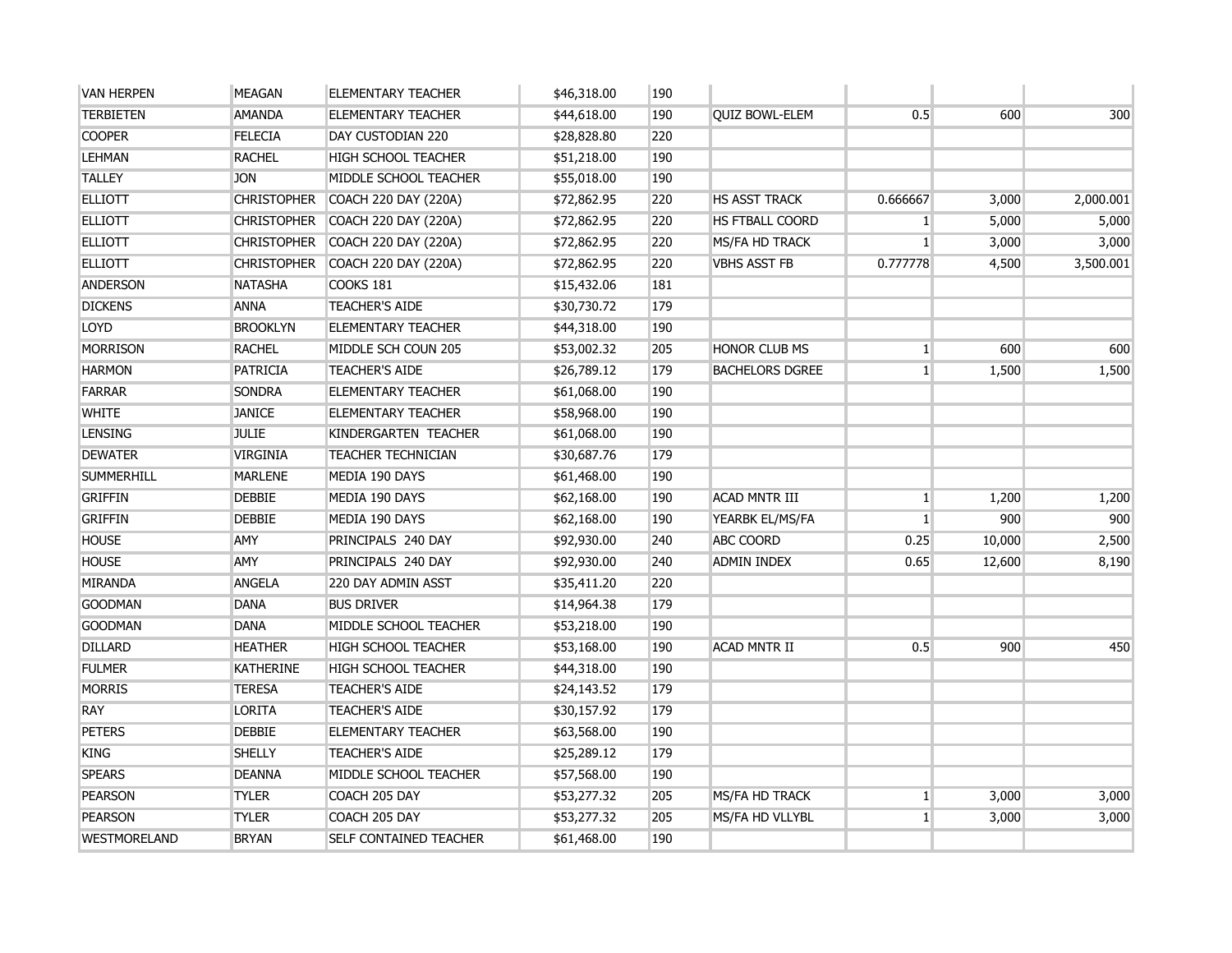| | | | | | | | | |
|---|---|---|---|---|---|---|---|---|
| VAN HERPEN | MEAGAN | ELEMENTARY TEACHER | $46,318.00 | 190 | | | | |
| TERBIETEN | AMANDA | ELEMENTARY TEACHER | $44,618.00 | 190 | QUIZ BOWL-ELEM | 0.5 | 600 | 300 |
| COOPER | FELECIA | DAY CUSTODIAN 220 | $28,828.80 | 220 | | | | |
| LEHMAN | RACHEL | HIGH SCHOOL TEACHER | $51,218.00 | 190 | | | | |
| TALLEY | JON | MIDDLE SCHOOL TEACHER | $55,018.00 | 190 | | | | |
| ELLIOTT | CHRISTOPHER | COACH 220 DAY (220A) | $72,862.95 | 220 | HS ASST TRACK | 0.666667 | 3,000 | 2,000.001 |
| ELLIOTT | CHRISTOPHER | COACH 220 DAY (220A) | $72,862.95 | 220 | HS FTBALL COORD | 1 | 5,000 | 5,000 |
| ELLIOTT | CHRISTOPHER | COACH 220 DAY (220A) | $72,862.95 | 220 | MS/FA HD TRACK | 1 | 3,000 | 3,000 |
| ELLIOTT | CHRISTOPHER | COACH 220 DAY (220A) | $72,862.95 | 220 | VBHS ASST FB | 0.777778 | 4,500 | 3,500.001 |
| ANDERSON | NATASHA | COOKS 181 | $15,432.06 | 181 | | | | |
| DICKENS | ANNA | TEACHER'S AIDE | $30,730.72 | 179 | | | | |
| LOYD | BROOKLYN | ELEMENTARY TEACHER | $44,318.00 | 190 | | | | |
| MORRISON | RACHEL | MIDDLE SCH COUN 205 | $53,002.32 | 205 | HONOR CLUB MS | 1 | 600 | 600 |
| HARMON | PATRICIA | TEACHER'S AIDE | $26,789.12 | 179 | BACHELORS DGREE | 1 | 1,500 | 1,500 |
| FARRAR | SONDRA | ELEMENTARY TEACHER | $61,068.00 | 190 | | | | |
| WHITE | JANICE | ELEMENTARY TEACHER | $58,968.00 | 190 | | | | |
| LENSING | JULIE | KINDERGARTEN TEACHER | $61,068.00 | 190 | | | | |
| DEWATER | VIRGINIA | TEACHER TECHNICIAN | $30,687.76 | 179 | | | | |
| SUMMERHILL | MARLENE | MEDIA 190 DAYS | $61,468.00 | 190 | | | | |
| GRIFFIN | DEBBIE | MEDIA 190 DAYS | $62,168.00 | 190 | ACAD MNTR III | 1 | 1,200 | 1,200 |
| GRIFFIN | DEBBIE | MEDIA 190 DAYS | $62,168.00 | 190 | YEARBK EL/MS/FA | 1 | 900 | 900 |
| HOUSE | AMY | PRINCIPALS 240 DAY | $92,930.00 | 240 | ABC COORD | 0.25 | 10,000 | 2,500 |
| HOUSE | AMY | PRINCIPALS 240 DAY | $92,930.00 | 240 | ADMIN INDEX | 0.65 | 12,600 | 8,190 |
| MIRANDA | ANGELA | 220 DAY ADMIN ASST | $35,411.20 | 220 | | | | |
| GOODMAN | DANA | BUS DRIVER | $14,964.38 | 179 | | | | |
| GOODMAN | DANA | MIDDLE SCHOOL TEACHER | $53,218.00 | 190 | | | | |
| DILLARD | HEATHER | HIGH SCHOOL TEACHER | $53,168.00 | 190 | ACAD MNTR II | 0.5 | 900 | 450 |
| FULMER | KATHERINE | HIGH SCHOOL TEACHER | $44,318.00 | 190 | | | | |
| MORRIS | TERESA | TEACHER'S AIDE | $24,143.52 | 179 | | | | |
| RAY | LORITA | TEACHER'S AIDE | $30,157.92 | 179 | | | | |
| PETERS | DEBBIE | ELEMENTARY TEACHER | $63,568.00 | 190 | | | | |
| KING | SHELLY | TEACHER'S AIDE | $25,289.12 | 179 | | | | |
| SPEARS | DEANNA | MIDDLE SCHOOL TEACHER | $57,568.00 | 190 | | | | |
| PEARSON | TYLER | COACH 205 DAY | $53,277.32 | 205 | MS/FA HD TRACK | 1 | 3,000 | 3,000 |
| PEARSON | TYLER | COACH 205 DAY | $53,277.32 | 205 | MS/FA HD VLLYBL | 1 | 3,000 | 3,000 |
| WESTMORELAND | BRYAN | SELF CONTAINED TEACHER | $61,468.00 | 190 | | | | |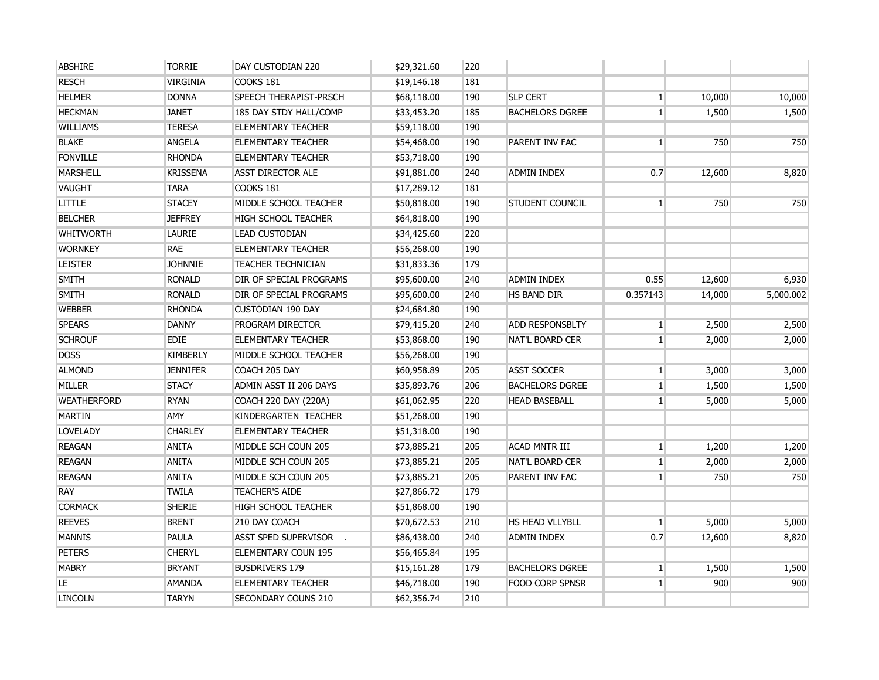| | | | | | | | | |
|---|---|---|---|---|---|---|---|---|
| ABSHIRE | TORRIE | DAY CUSTODIAN 220 | $29,321.60 | 220 | | | | |
| RESCH | VIRGINIA | COOKS 181 | $19,146.18 | 181 | | | | |
| HELMER | DONNA | SPEECH THERAPIST-PRSCH | $68,118.00 | 190 | SLP CERT | 1 | 10,000 | 10,000 |
| HECKMAN | JANET | 185 DAY STDY HALL/COMP | $33,453.20 | 185 | BACHELORS DGREE | 1 | 1,500 | 1,500 |
| WILLIAMS | TERESA | ELEMENTARY TEACHER | $59,118.00 | 190 | | | | |
| BLAKE | ANGELA | ELEMENTARY TEACHER | $54,468.00 | 190 | PARENT INV FAC | 1 | 750 | 750 |
| FONVILLE | RHONDA | ELEMENTARY TEACHER | $53,718.00 | 190 | | | | |
| MARSHELL | KRISSENA | ASST DIRECTOR ALE | $91,881.00 | 240 | ADMIN INDEX | 0.7 | 12,600 | 8,820 |
| VAUGHT | TARA | COOKS 181 | $17,289.12 | 181 | | | | |
| LITTLE | STACEY | MIDDLE SCHOOL TEACHER | $50,818.00 | 190 | STUDENT COUNCIL | 1 | 750 | 750 |
| BELCHER | JEFFREY | HIGH SCHOOL TEACHER | $64,818.00 | 190 | | | | |
| WHITWORTH | LAURIE | LEAD CUSTODIAN | $34,425.60 | 220 | | | | |
| WORNKEY | RAE | ELEMENTARY TEACHER | $56,268.00 | 190 | | | | |
| LEISTER | JOHNNIE | TEACHER TECHNICIAN | $31,833.36 | 179 | | | | |
| SMITH | RONALD | DIR OF SPECIAL PROGRAMS | $95,600.00 | 240 | ADMIN INDEX | 0.55 | 12,600 | 6,930 |
| SMITH | RONALD | DIR OF SPECIAL PROGRAMS | $95,600.00 | 240 | HS BAND DIR | 0.357143 | 14,000 | 5,000.002 |
| WEBBER | RHONDA | CUSTODIAN 190 DAY | $24,684.80 | 190 | | | | |
| SPEARS | DANNY | PROGRAM DIRECTOR | $79,415.20 | 240 | ADD RESPONSBLTY | 1 | 2,500 | 2,500 |
| SCHROUF | EDIE | ELEMENTARY TEACHER | $53,868.00 | 190 | NAT'L BOARD CER | 1 | 2,000 | 2,000 |
| DOSS | KIMBERLY | MIDDLE SCHOOL TEACHER | $56,268.00 | 190 | | | | |
| ALMOND | JENNIFER | COACH 205 DAY | $60,958.89 | 205 | ASST SOCCER | 1 | 3,000 | 3,000 |
| MILLER | STACY | ADMIN ASST II 206 DAYS | $35,893.76 | 206 | BACHELORS DGREE | 1 | 1,500 | 1,500 |
| WEATHERFORD | RYAN | COACH 220 DAY (220A) | $61,062.95 | 220 | HEAD BASEBALL | 1 | 5,000 | 5,000 |
| MARTIN | AMY | KINDERGARTEN TEACHER | $51,268.00 | 190 | | | | |
| LOVELADY | CHARLEY | ELEMENTARY TEACHER | $51,318.00 | 190 | | | | |
| REAGAN | ANITA | MIDDLE SCH COUN 205 | $73,885.21 | 205 | ACAD MNTR III | 1 | 1,200 | 1,200 |
| REAGAN | ANITA | MIDDLE SCH COUN 205 | $73,885.21 | 205 | NAT'L BOARD CER | 1 | 2,000 | 2,000 |
| REAGAN | ANITA | MIDDLE SCH COUN 205 | $73,885.21 | 205 | PARENT INV FAC | 1 | 750 | 750 |
| RAY | TWILA | TEACHER'S AIDE | $27,866.72 | 179 | | | | |
| CORMACK | SHERIE | HIGH SCHOOL TEACHER | $51,868.00 | 190 | | | | |
| REEVES | BRENT | 210 DAY COACH | $70,672.53 | 210 | HS HEAD VLLYBLL | 1 | 5,000 | 5,000 |
| MANNIS | PAULA | ASST SPED SUPERVISOR . | $86,438.00 | 240 | ADMIN INDEX | 0.7 | 12,600 | 8,820 |
| PETERS | CHERYL | ELEMENTARY COUN 195 | $56,465.84 | 195 | | | | |
| MABRY | BRYANT | BUSDRIVERS 179 | $15,161.28 | 179 | BACHELORS DGREE | 1 | 1,500 | 1,500 |
| LE | AMANDA | ELEMENTARY TEACHER | $46,718.00 | 190 | FOOD CORP SPNSR | 1 | 900 | 900 |
| LINCOLN | TARYN | SECONDARY COUNS 210 | $62,356.74 | 210 | | | | |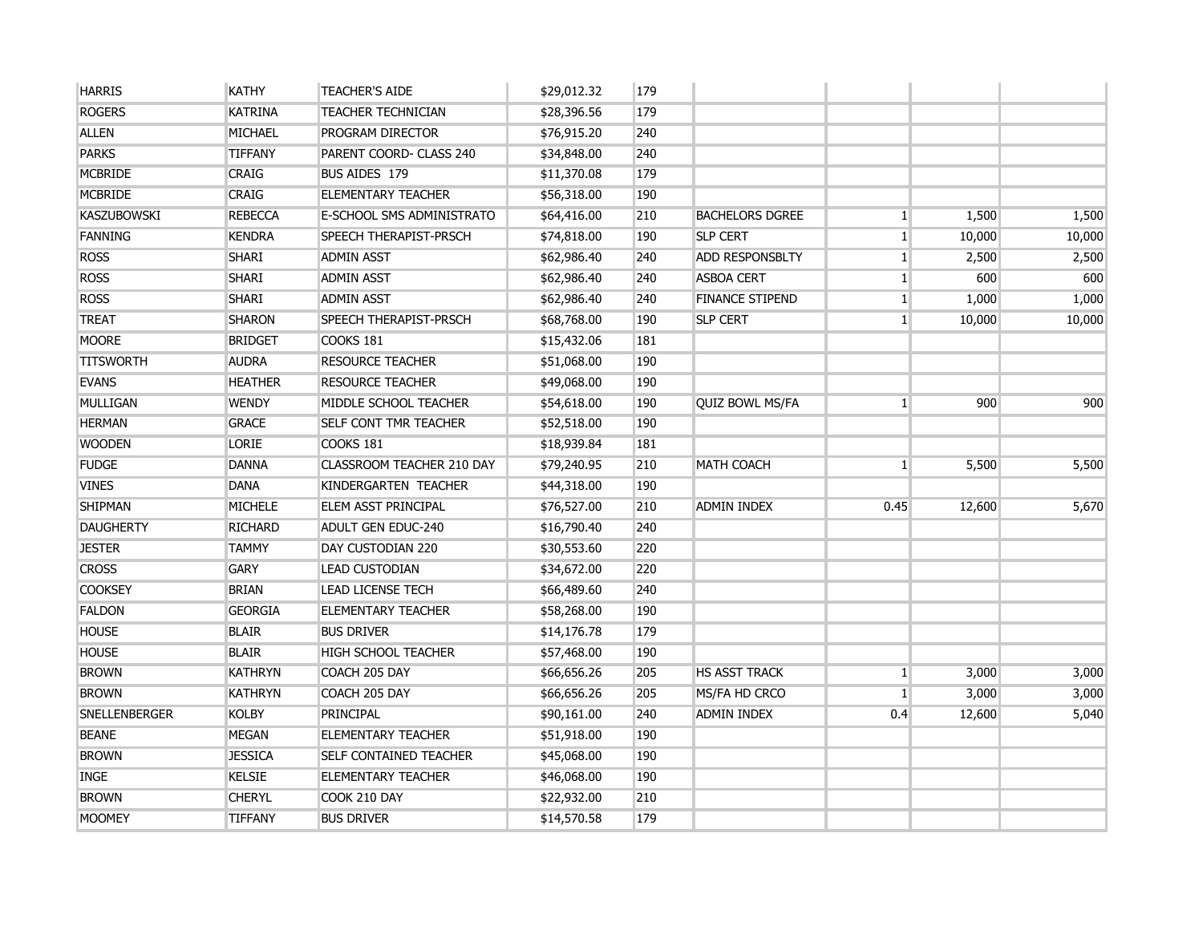| | | | | | | | | |
|---|---|---|---|---|---|---|---|---|
| HARRIS | KATHY | TEACHER'S AIDE | $29,012.32 | 179 | | | | |
| ROGERS | KATRINA | TEACHER TECHNICIAN | $28,396.56 | 179 | | | | |
| ALLEN | MICHAEL | PROGRAM DIRECTOR | $76,915.20 | 240 | | | | |
| PARKS | TIFFANY | PARENT COORD- CLASS 240 | $34,848.00 | 240 | | | | |
| MCBRIDE | CRAIG | BUS AIDES 179 | $11,370.08 | 179 | | | | |
| MCBRIDE | CRAIG | ELEMENTARY TEACHER | $56,318.00 | 190 | | | | |
| KASZUBOWSKI | REBECCA | E-SCHOOL SMS ADMINISTRATO | $64,416.00 | 210 | BACHELORS DGREE | 1 | 1,500 | 1,500 |
| FANNING | KENDRA | SPEECH THERAPIST-PRSCH | $74,818.00 | 190 | SLP CERT | 1 | 10,000 | 10,000 |
| ROSS | SHARI | ADMIN ASST | $62,986.40 | 240 | ADD RESPONSBLTY | 1 | 2,500 | 2,500 |
| ROSS | SHARI | ADMIN ASST | $62,986.40 | 240 | ASBOA CERT | 1 | 600 | 600 |
| ROSS | SHARI | ADMIN ASST | $62,986.40 | 240 | FINANCE STIPEND | 1 | 1,000 | 1,000 |
| TREAT | SHARON | SPEECH THERAPIST-PRSCH | $68,768.00 | 190 | SLP CERT | 1 | 10,000 | 10,000 |
| MOORE | BRIDGET | COOKS 181 | $15,432.06 | 181 | | | | |
| TITSWORTH | AUDRA | RESOURCE TEACHER | $51,068.00 | 190 | | | | |
| EVANS | HEATHER | RESOURCE TEACHER | $49,068.00 | 190 | | | | |
| MULLIGAN | WENDY | MIDDLE SCHOOL TEACHER | $54,618.00 | 190 | QUIZ BOWL MS/FA | 1 | 900 | 900 |
| HERMAN | GRACE | SELF CONT TMR TEACHER | $52,518.00 | 190 | | | | |
| WOODEN | LORIE | COOKS 181 | $18,939.84 | 181 | | | | |
| FUDGE | DANNA | CLASSROOM TEACHER 210 DAY | $79,240.95 | 210 | MATH COACH | 1 | 5,500 | 5,500 |
| VINES | DANA | KINDERGARTEN TEACHER | $44,318.00 | 190 | | | | |
| SHIPMAN | MICHELE | ELEM ASST PRINCIPAL | $76,527.00 | 210 | ADMIN INDEX | 0.45 | 12,600 | 5,670 |
| DAUGHERTY | RICHARD | ADULT GEN EDUC-240 | $16,790.40 | 240 | | | | |
| JESTER | TAMMY | DAY CUSTODIAN 220 | $30,553.60 | 220 | | | | |
| CROSS | GARY | LEAD CUSTODIAN | $34,672.00 | 220 | | | | |
| COOKSEY | BRIAN | LEAD LICENSE TECH | $66,489.60 | 240 | | | | |
| FALDON | GEORGIA | ELEMENTARY TEACHER | $58,268.00 | 190 | | | | |
| HOUSE | BLAIR | BUS DRIVER | $14,176.78 | 179 | | | | |
| HOUSE | BLAIR | HIGH SCHOOL TEACHER | $57,468.00 | 190 | | | | |
| BROWN | KATHRYN | COACH 205 DAY | $66,656.26 | 205 | HS ASST TRACK | 1 | 3,000 | 3,000 |
| BROWN | KATHRYN | COACH 205 DAY | $66,656.26 | 205 | MS/FA HD CRCO | 1 | 3,000 | 3,000 |
| SNELLENBERGER | KOLBY | PRINCIPAL | $90,161.00 | 240 | ADMIN INDEX | 0.4 | 12,600 | 5,040 |
| BEANE | MEGAN | ELEMENTARY TEACHER | $51,918.00 | 190 | | | | |
| BROWN | JESSICA | SELF CONTAINED TEACHER | $45,068.00 | 190 | | | | |
| INGE | KELSIE | ELEMENTARY TEACHER | $46,068.00 | 190 | | | | |
| BROWN | CHERYL | COOK 210 DAY | $22,932.00 | 210 | | | | |
| MOOMEY | TIFFANY | BUS DRIVER | $14,570.58 | 179 | | | | |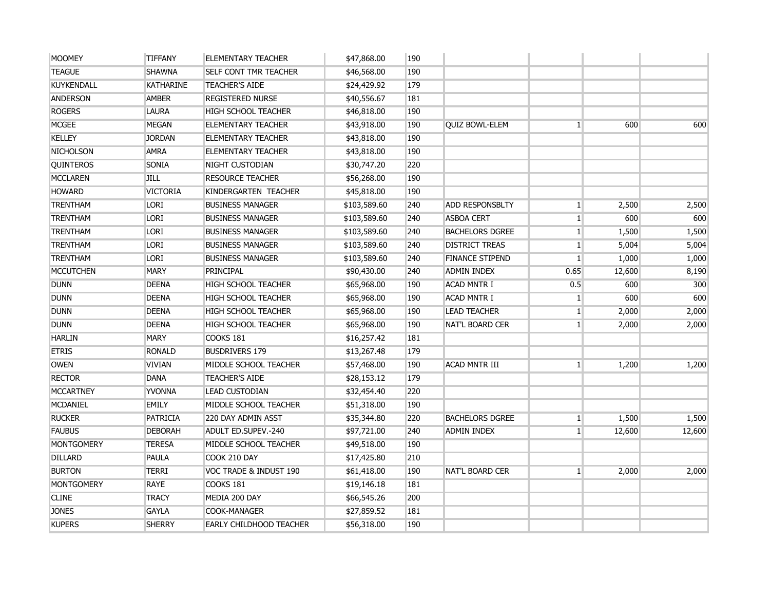| | | | | | | | | |
|---|---|---|---|---|---|---|---|---|
| MOOMEY | TIFFANY | ELEMENTARY TEACHER | $47,868.00 | 190 | | | | |
| TEAGUE | SHAWNA | SELF CONT TMR TEACHER | $46,568.00 | 190 | | | | |
| KUYKENDALL | KATHARINE | TEACHER'S AIDE | $24,429.92 | 179 | | | | |
| ANDERSON | AMBER | REGISTERED NURSE | $40,556.67 | 181 | | | | |
| ROGERS | LAURA | HIGH SCHOOL TEACHER | $46,818.00 | 190 | | | | |
| MCGEE | MEGAN | ELEMENTARY TEACHER | $43,918.00 | 190 | QUIZ BOWL-ELEM | 1 | 600 | 600 |
| KELLEY | JORDAN | ELEMENTARY TEACHER | $43,818.00 | 190 | | | | |
| NICHOLSON | AMRA | ELEMENTARY TEACHER | $43,818.00 | 190 | | | | |
| QUINTEROS | SONIA | NIGHT CUSTODIAN | $30,747.20 | 220 | | | | |
| MCCLAREN | JILL | RESOURCE TEACHER | $56,268.00 | 190 | | | | |
| HOWARD | VICTORIA | KINDERGARTEN TEACHER | $45,818.00 | 190 | | | | |
| TRENTHAM | LORI | BUSINESS MANAGER | $103,589.60 | 240 | ADD RESPONSBLTY | 1 | 2,500 | 2,500 |
| TRENTHAM | LORI | BUSINESS MANAGER | $103,589.60 | 240 | ASBOA CERT | 1 | 600 | 600 |
| TRENTHAM | LORI | BUSINESS MANAGER | $103,589.60 | 240 | BACHELORS DGREE | 1 | 1,500 | 1,500 |
| TRENTHAM | LORI | BUSINESS MANAGER | $103,589.60 | 240 | DISTRICT TREAS | 1 | 5,004 | 5,004 |
| TRENTHAM | LORI | BUSINESS MANAGER | $103,589.60 | 240 | FINANCE STIPEND | 1 | 1,000 | 1,000 |
| MCCUTCHEN | MARY | PRINCIPAL | $90,430.00 | 240 | ADMIN INDEX | 0.65 | 12,600 | 8,190 |
| DUNN | DEENA | HIGH SCHOOL TEACHER | $65,968.00 | 190 | ACAD MNTR I | 0.5 | 600 | 300 |
| DUNN | DEENA | HIGH SCHOOL TEACHER | $65,968.00 | 190 | ACAD MNTR I | 1 | 600 | 600 |
| DUNN | DEENA | HIGH SCHOOL TEACHER | $65,968.00 | 190 | LEAD TEACHER | 1 | 2,000 | 2,000 |
| DUNN | DEENA | HIGH SCHOOL TEACHER | $65,968.00 | 190 | NAT'L BOARD CER | 1 | 2,000 | 2,000 |
| HARLIN | MARY | COOKS 181 | $16,257.42 | 181 | | | | |
| ETRIS | RONALD | BUSDRIVERS 179 | $13,267.48 | 179 | | | | |
| OWEN | VIVIAN | MIDDLE SCHOOL TEACHER | $57,468.00 | 190 | ACAD MNTR III | 1 | 1,200 | 1,200 |
| RECTOR | DANA | TEACHER'S AIDE | $28,153.12 | 179 | | | | |
| MCCARTNEY | YVONNA | LEAD CUSTODIAN | $32,454.40 | 220 | | | | |
| MCDANIEL | EMILY | MIDDLE SCHOOL TEACHER | $51,318.00 | 190 | | | | |
| RUCKER | PATRICIA | 220 DAY ADMIN ASST | $35,344.80 | 220 | BACHELORS DGREE | 1 | 1,500 | 1,500 |
| FAUBUS | DEBORAH | ADULT ED.SUPEV.-240 | $97,721.00 | 240 | ADMIN INDEX | 1 | 12,600 | 12,600 |
| MONTGOMERY | TERESA | MIDDLE SCHOOL TEACHER | $49,518.00 | 190 | | | | |
| DILLARD | PAULA | COOK 210 DAY | $17,425.80 | 210 | | | | |
| BURTON | TERRI | VOC TRADE & INDUST 190 | $61,418.00 | 190 | NAT'L BOARD CER | 1 | 2,000 | 2,000 |
| MONTGOMERY | RAYE | COOKS 181 | $19,146.18 | 181 | | | | |
| CLINE | TRACY | MEDIA 200 DAY | $66,545.26 | 200 | | | | |
| JONES | GAYLA | COOK-MANAGER | $27,859.52 | 181 | | | | |
| KUPERS | SHERRY | EARLY CHILDHOOD TEACHER | $56,318.00 | 190 | | | | |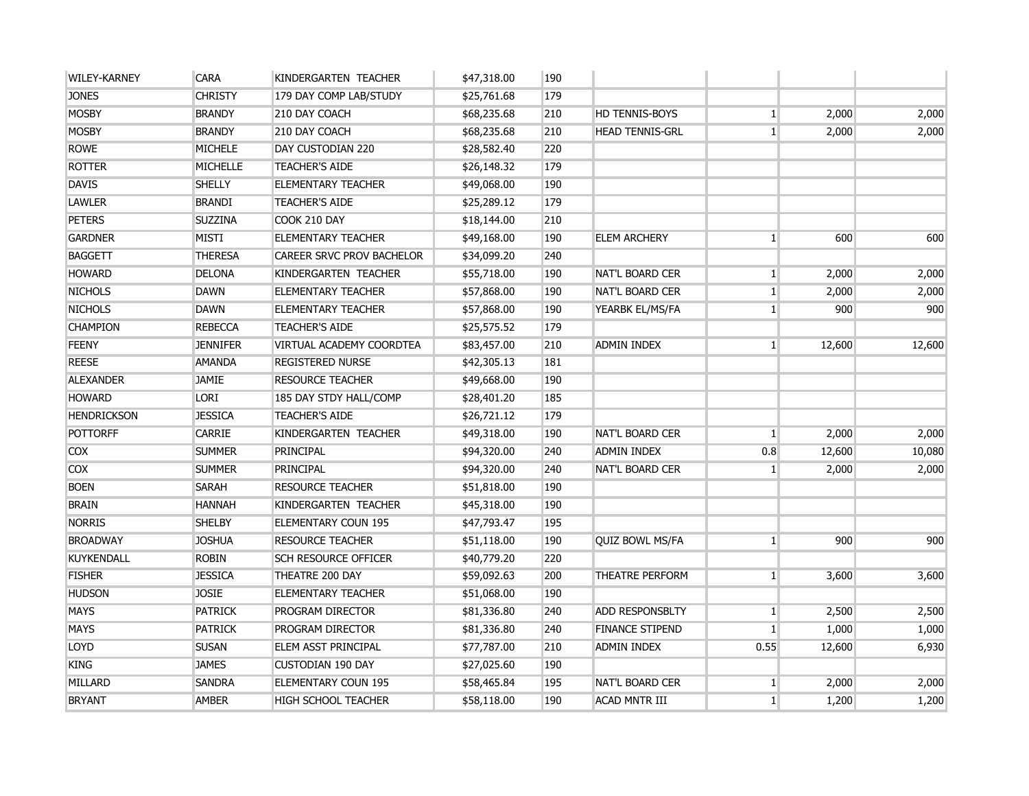| | | | | | | | | |
|---|---|---|---|---|---|---|---|---|
| WILEY-KARNEY | CARA | KINDERGARTEN TEACHER | $47,318.00 | 190 | | | | |
| JONES | CHRISTY | 179 DAY COMP LAB/STUDY | $25,761.68 | 179 | | | | |
| MOSBY | BRANDY | 210 DAY COACH | $68,235.68 | 210 | HD TENNIS-BOYS | 1 | 2,000 | 2,000 |
| MOSBY | BRANDY | 210 DAY COACH | $68,235.68 | 210 | HEAD TENNIS-GRL | 1 | 2,000 | 2,000 |
| ROWE | MICHELE | DAY CUSTODIAN 220 | $28,582.40 | 220 | | | | |
| ROTTER | MICHELLE | TEACHER'S AIDE | $26,148.32 | 179 | | | | |
| DAVIS | SHELLY | ELEMENTARY TEACHER | $49,068.00 | 190 | | | | |
| LAWLER | BRANDI | TEACHER'S AIDE | $25,289.12 | 179 | | | | |
| PETERS | SUZZINA | COOK 210 DAY | $18,144.00 | 210 | | | | |
| GARDNER | MISTI | ELEMENTARY TEACHER | $49,168.00 | 190 | ELEM ARCHERY | 1 | 600 | 600 |
| BAGGETT | THERESA | CAREER SRVC PROV BACHELOR | $34,099.20 | 240 | | | | |
| HOWARD | DELONA | KINDERGARTEN TEACHER | $55,718.00 | 190 | NAT'L BOARD CER | 1 | 2,000 | 2,000 |
| NICHOLS | DAWN | ELEMENTARY TEACHER | $57,868.00 | 190 | NAT'L BOARD CER | 1 | 2,000 | 2,000 |
| NICHOLS | DAWN | ELEMENTARY TEACHER | $57,868.00 | 190 | YEARBK EL/MS/FA | 1 | 900 | 900 |
| CHAMPION | REBECCA | TEACHER'S AIDE | $25,575.52 | 179 | | | | |
| FEENY | JENNIFER | VIRTUAL ACADEMY COORDTEA | $83,457.00 | 210 | ADMIN INDEX | 1 | 12,600 | 12,600 |
| REESE | AMANDA | REGISTERED NURSE | $42,305.13 | 181 | | | | |
| ALEXANDER | JAMIE | RESOURCE TEACHER | $49,668.00 | 190 | | | | |
| HOWARD | LORI | 185 DAY STDY HALL/COMP | $28,401.20 | 185 | | | | |
| HENDRICKSON | JESSICA | TEACHER'S AIDE | $26,721.12 | 179 | | | | |
| POTTORFF | CARRIE | KINDERGARTEN TEACHER | $49,318.00 | 190 | NAT'L BOARD CER | 1 | 2,000 | 2,000 |
| COX | SUMMER | PRINCIPAL | $94,320.00 | 240 | ADMIN INDEX | 0.8 | 12,600 | 10,080 |
| COX | SUMMER | PRINCIPAL | $94,320.00 | 240 | NAT'L BOARD CER | 1 | 2,000 | 2,000 |
| BOEN | SARAH | RESOURCE TEACHER | $51,818.00 | 190 | | | | |
| BRAIN | HANNAH | KINDERGARTEN TEACHER | $45,318.00 | 190 | | | | |
| NORRIS | SHELBY | ELEMENTARY COUN 195 | $47,793.47 | 195 | | | | |
| BROADWAY | JOSHUA | RESOURCE TEACHER | $51,118.00 | 190 | QUIZ BOWL MS/FA | 1 | 900 | 900 |
| KUYKENDALL | ROBIN | SCH RESOURCE OFFICER | $40,779.20 | 220 | | | | |
| FISHER | JESSICA | THEATRE 200 DAY | $59,092.63 | 200 | THEATRE PERFORM | 1 | 3,600 | 3,600 |
| HUDSON | JOSIE | ELEMENTARY TEACHER | $51,068.00 | 190 | | | | |
| MAYS | PATRICK | PROGRAM DIRECTOR | $81,336.80 | 240 | ADD RESPONSBLTY | 1 | 2,500 | 2,500 |
| MAYS | PATRICK | PROGRAM DIRECTOR | $81,336.80 | 240 | FINANCE STIPEND | 1 | 1,000 | 1,000 |
| LOYD | SUSAN | ELEM ASST PRINCIPAL | $77,787.00 | 210 | ADMIN INDEX | 0.55 | 12,600 | 6,930 |
| KING | JAMES | CUSTODIAN 190 DAY | $27,025.60 | 190 | | | | |
| MILLARD | SANDRA | ELEMENTARY COUN 195 | $58,465.84 | 195 | NAT'L BOARD CER | 1 | 2,000 | 2,000 |
| BRYANT | AMBER | HIGH SCHOOL TEACHER | $58,118.00 | 190 | ACAD MNTR III | 1 | 1,200 | 1,200 |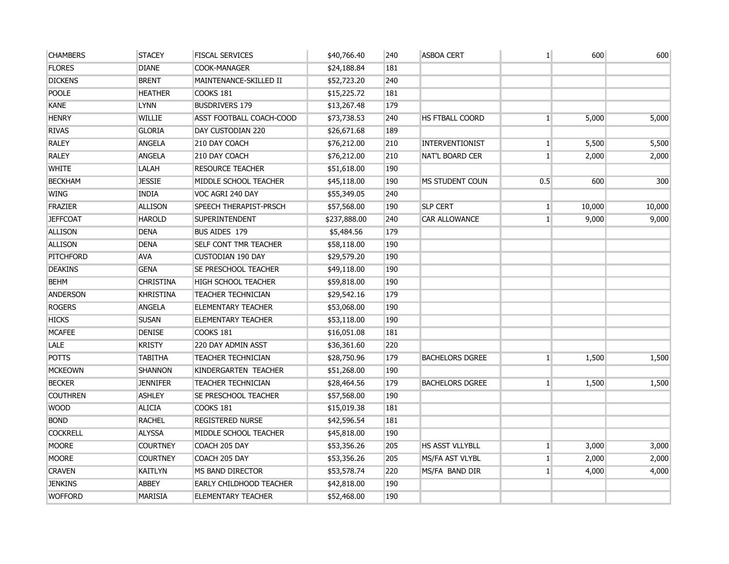| | | | | | | | | |
|---|---|---|---|---|---|---|---|---|
| CHAMBERS | STACEY | FISCAL SERVICES | $40,766.40 | 240 | ASBOA CERT | 1 | 600 | 600 |
| FLORES | DIANE | COOK-MANAGER | $24,188.84 | 181 | | | | |
| DICKENS | BRENT | MAINTENANCE-SKILLED II | $52,723.20 | 240 | | | | |
| POOLE | HEATHER | COOKS 181 | $15,225.72 | 181 | | | | |
| KANE | LYNN | BUSDRIVERS 179 | $13,267.48 | 179 | | | | |
| HENRY | WILLIE | ASST FOOTBALL COACH-COOD | $73,738.53 | 240 | HS FTBALL COORD | 1 | 5,000 | 5,000 |
| RIVAS | GLORIA | DAY CUSTODIAN 220 | $26,671.68 | 189 | | | | |
| RALEY | ANGELA | 210 DAY COACH | $76,212.00 | 210 | INTERVENTIONIST | 1 | 5,500 | 5,500 |
| RALEY | ANGELA | 210 DAY COACH | $76,212.00 | 210 | NAT'L BOARD CER | 1 | 2,000 | 2,000 |
| WHITE | LALAH | RESOURCE TEACHER | $51,618.00 | 190 | | | | |
| BECKHAM | JESSIE | MIDDLE SCHOOL TEACHER | $45,118.00 | 190 | MS STUDENT COUN | 0.5 | 600 | 300 |
| WING | INDIA | VOC AGRI 240 DAY | $55,349.05 | 240 | | | | |
| FRAZIER | ALLISON | SPEECH THERAPIST-PRSCH | $57,568.00 | 190 | SLP CERT | 1 | 10,000 | 10,000 |
| JEFFCOAT | HAROLD | SUPERINTENDENT | $237,888.00 | 240 | CAR ALLOWANCE | 1 | 9,000 | 9,000 |
| ALLISON | DENA | BUS AIDES 179 | $5,484.56 | 179 | | | | |
| ALLISON | DENA | SELF CONT TMR TEACHER | $58,118.00 | 190 | | | | |
| PITCHFORD | AVA | CUSTODIAN 190 DAY | $29,579.20 | 190 | | | | |
| DEAKINS | GENA | SE PRESCHOOL TEACHER | $49,118.00 | 190 | | | | |
| BEHM | CHRISTINA | HIGH SCHOOL TEACHER | $59,818.00 | 190 | | | | |
| ANDERSON | KHRISTINA | TEACHER TECHNICIAN | $29,542.16 | 179 | | | | |
| ROGERS | ANGELA | ELEMENTARY TEACHER | $53,068.00 | 190 | | | | |
| HICKS | SUSAN | ELEMENTARY TEACHER | $53,118.00 | 190 | | | | |
| MCAFEE | DENISE | COOKS 181 | $16,051.08 | 181 | | | | |
| LALE | KRISTY | 220 DAY ADMIN ASST | $36,361.60 | 220 | | | | |
| POTTS | TABITHA | TEACHER TECHNICIAN | $28,750.96 | 179 | BACHELORS DGREE | 1 | 1,500 | 1,500 |
| MCKEOWN | SHANNON | KINDERGARTEN TEACHER | $51,268.00 | 190 | | | | |
| BECKER | JENNIFER | TEACHER TECHNICIAN | $28,464.56 | 179 | BACHELORS DGREE | 1 | 1,500 | 1,500 |
| COUTHREN | ASHLEY | SE PRESCHOOL TEACHER | $57,568.00 | 190 | | | | |
| WOOD | ALICIA | COOKS 181 | $15,019.38 | 181 | | | | |
| BOND | RACHEL | REGISTERED NURSE | $42,596.54 | 181 | | | | |
| COCKRELL | ALYSSA | MIDDLE SCHOOL TEACHER | $45,818.00 | 190 | | | | |
| MOORE | COURTNEY | COACH 205 DAY | $53,356.26 | 205 | HS ASST VLLYBLL | 1 | 3,000 | 3,000 |
| MOORE | COURTNEY | COACH 205 DAY | $53,356.26 | 205 | MS/FA AST VLYBL | 1 | 2,000 | 2,000 |
| CRAVEN | KAITLYN | MS BAND DIRECTOR | $53,578.74 | 220 | MS/FA BAND DIR | 1 | 4,000 | 4,000 |
| JENKINS | ABBEY | EARLY CHILDHOOD TEACHER | $42,818.00 | 190 | | | | |
| WOFFORD | MARISIA | ELEMENTARY TEACHER | $52,468.00 | 190 | | | | |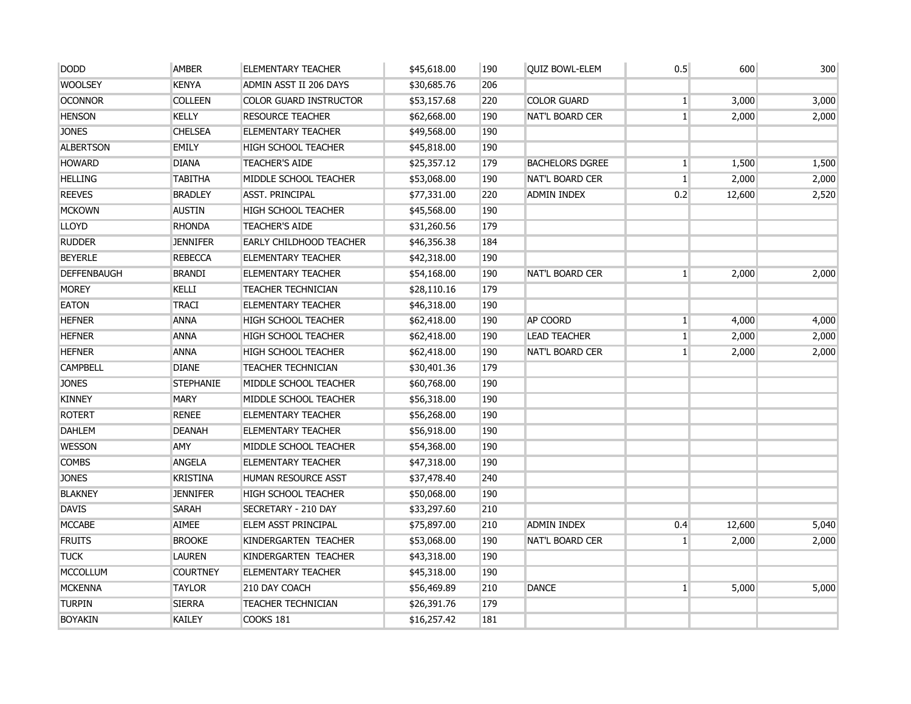| | | | | | | | | |
|---|---|---|---|---|---|---|---|---|
| DODD | AMBER | ELEMENTARY TEACHER | $45,618.00 | 190 | QUIZ BOWL-ELEM | 0.5 | 600 | 300 |
| WOOLSEY | KENYA | ADMIN ASST II 206 DAYS | $30,685.76 | 206 | | | | |
| OCONNOR | COLLEEN | COLOR GUARD INSTRUCTOR | $53,157.68 | 220 | COLOR GUARD | 1 | 3,000 | 3,000 |
| HENSON | KELLY | RESOURCE TEACHER | $62,668.00 | 190 | NAT'L BOARD CER | 1 | 2,000 | 2,000 |
| JONES | CHELSEA | ELEMENTARY TEACHER | $49,568.00 | 190 | | | | |
| ALBERTSON | EMILY | HIGH SCHOOL TEACHER | $45,818.00 | 190 | | | | |
| HOWARD | DIANA | TEACHER'S AIDE | $25,357.12 | 179 | BACHELORS DGREE | 1 | 1,500 | 1,500 |
| HELLING | TABITHA | MIDDLE SCHOOL TEACHER | $53,068.00 | 190 | NAT'L BOARD CER | 1 | 2,000 | 2,000 |
| REEVES | BRADLEY | ASST. PRINCIPAL | $77,331.00 | 220 | ADMIN INDEX | 0.2 | 12,600 | 2,520 |
| MCKOWN | AUSTIN | HIGH SCHOOL TEACHER | $45,568.00 | 190 | | | | |
| LLOYD | RHONDA | TEACHER'S AIDE | $31,260.56 | 179 | | | | |
| RUDDER | JENNIFER | EARLY CHILDHOOD TEACHER | $46,356.38 | 184 | | | | |
| BEYERLE | REBECCA | ELEMENTARY TEACHER | $42,318.00 | 190 | | | | |
| DEFFENBAUGH | BRANDI | ELEMENTARY TEACHER | $54,168.00 | 190 | NAT'L BOARD CER | 1 | 2,000 | 2,000 |
| MOREY | KELLI | TEACHER TECHNICIAN | $28,110.16 | 179 | | | | |
| EATON | TRACI | ELEMENTARY TEACHER | $46,318.00 | 190 | | | | |
| HEFNER | ANNA | HIGH SCHOOL TEACHER | $62,418.00 | 190 | AP COORD | 1 | 4,000 | 4,000 |
| HEFNER | ANNA | HIGH SCHOOL TEACHER | $62,418.00 | 190 | LEAD TEACHER | 1 | 2,000 | 2,000 |
| HEFNER | ANNA | HIGH SCHOOL TEACHER | $62,418.00 | 190 | NAT'L BOARD CER | 1 | 2,000 | 2,000 |
| CAMPBELL | DIANE | TEACHER TECHNICIAN | $30,401.36 | 179 | | | | |
| JONES | STEPHANIE | MIDDLE SCHOOL TEACHER | $60,768.00 | 190 | | | | |
| KINNEY | MARY | MIDDLE SCHOOL TEACHER | $56,318.00 | 190 | | | | |
| ROTERT | RENEE | ELEMENTARY TEACHER | $56,268.00 | 190 | | | | |
| DAHLEM | DEANAH | ELEMENTARY TEACHER | $56,918.00 | 190 | | | | |
| WESSON | AMY | MIDDLE SCHOOL TEACHER | $54,368.00 | 190 | | | | |
| COMBS | ANGELA | ELEMENTARY TEACHER | $47,318.00 | 190 | | | | |
| JONES | KRISTINA | HUMAN RESOURCE ASST | $37,478.40 | 240 | | | | |
| BLAKNEY | JENNIFER | HIGH SCHOOL TEACHER | $50,068.00 | 190 | | | | |
| DAVIS | SARAH | SECRETARY - 210 DAY | $33,297.60 | 210 | | | | |
| MCCABE | AIMEE | ELEM ASST PRINCIPAL | $75,897.00 | 210 | ADMIN INDEX | 0.4 | 12,600 | 5,040 |
| FRUITS | BROOKE | KINDERGARTEN TEACHER | $53,068.00 | 190 | NAT'L BOARD CER | 1 | 2,000 | 2,000 |
| TUCK | LAUREN | KINDERGARTEN TEACHER | $43,318.00 | 190 | | | | |
| MCCOLLUM | COURTNEY | ELEMENTARY TEACHER | $45,318.00 | 190 | | | | |
| MCKENNA | TAYLOR | 210 DAY COACH | $56,469.89 | 210 | DANCE | 1 | 5,000 | 5,000 |
| TURPIN | SIERRA | TEACHER TECHNICIAN | $26,391.76 | 179 | | | | |
| BOYAKIN | KAILEY | COOKS 181 | $16,257.42 | 181 | | | | |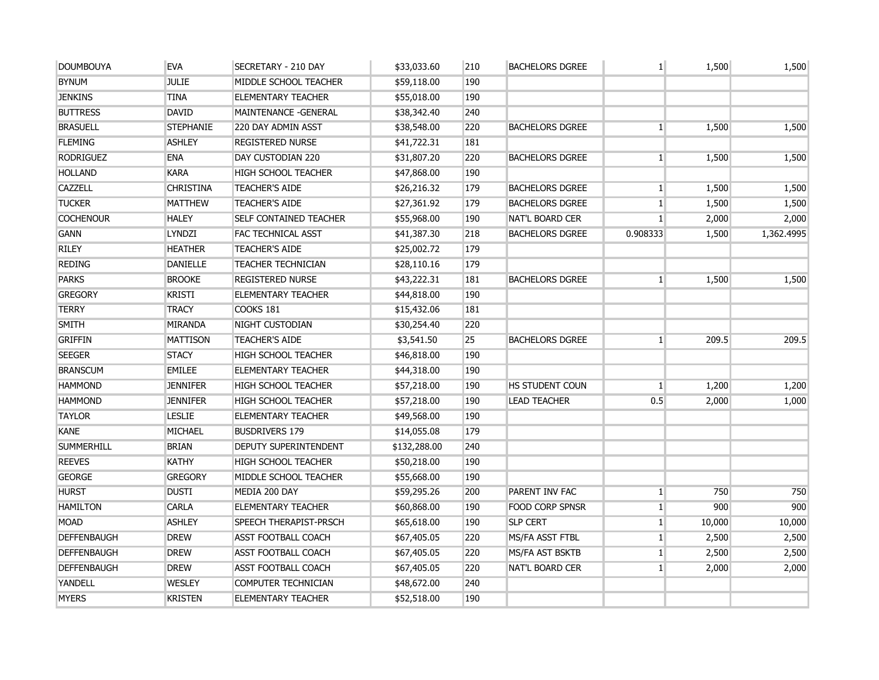| DOUMBOUYA | EVA | SECRETARY - 210 DAY | $33,033.60 | 210 | BACHELORS DGREE | 1 | 1,500 | 1,500 |
|---|---|---|---|---|---|---|---|---|
| BYNUM | JULIE | MIDDLE SCHOOL TEACHER | $59,118.00 | 190 | | | | |
| JENKINS | TINA | ELEMENTARY TEACHER | $55,018.00 | 190 | | | | |
| BUTTRESS | DAVID | MAINTENANCE -GENERAL | $38,342.40 | 240 | | | | |
| BRASUELL | STEPHANIE | 220 DAY ADMIN ASST | $38,548.00 | 220 | BACHELORS DGREE | 1 | 1,500 | 1,500 |
| FLEMING | ASHLEY | REGISTERED NURSE | $41,722.31 | 181 | | | | |
| RODRIGUEZ | ENA | DAY CUSTODIAN 220 | $31,807.20 | 220 | BACHELORS DGREE | 1 | 1,500 | 1,500 |
| HOLLAND | KARA | HIGH SCHOOL TEACHER | $47,868.00 | 190 | | | | |
| CAZZELL | CHRISTINA | TEACHER'S AIDE | $26,216.32 | 179 | BACHELORS DGREE | 1 | 1,500 | 1,500 |
| TUCKER | MATTHEW | TEACHER'S AIDE | $27,361.92 | 179 | BACHELORS DGREE | 1 | 1,500 | 1,500 |
| COCHENOUR | HALEY | SELF CONTAINED TEACHER | $55,968.00 | 190 | NAT'L BOARD CER | 1 | 2,000 | 2,000 |
| GANN | LYNDZI | FAC TECHNICAL ASST | $41,387.30 | 218 | BACHELORS DGREE | 0.908333 | 1,500 | 1,362.4995 |
| RILEY | HEATHER | TEACHER'S AIDE | $25,002.72 | 179 | | | | |
| REDING | DANIELLE | TEACHER TECHNICIAN | $28,110.16 | 179 | | | | |
| PARKS | BROOKE | REGISTERED NURSE | $43,222.31 | 181 | BACHELORS DGREE | 1 | 1,500 | 1,500 |
| GREGORY | KRISTI | ELEMENTARY TEACHER | $44,818.00 | 190 | | | | |
| TERRY | TRACY | COOKS 181 | $15,432.06 | 181 | | | | |
| SMITH | MIRANDA | NIGHT CUSTODIAN | $30,254.40 | 220 | | | | |
| GRIFFIN | MATTISON | TEACHER'S AIDE | $3,541.50 | 25 | BACHELORS DGREE | 1 | 209.5 | 209.5 |
| SEEGER | STACY | HIGH SCHOOL TEACHER | $46,818.00 | 190 | | | | |
| BRANSCUM | EMILEE | ELEMENTARY TEACHER | $44,318.00 | 190 | | | | |
| HAMMOND | JENNIFER | HIGH SCHOOL TEACHER | $57,218.00 | 190 | HS STUDENT COUN | 1 | 1,200 | 1,200 |
| HAMMOND | JENNIFER | HIGH SCHOOL TEACHER | $57,218.00 | 190 | LEAD TEACHER | 0.5 | 2,000 | 1,000 |
| TAYLOR | LESLIE | ELEMENTARY TEACHER | $49,568.00 | 190 | | | | |
| KANE | MICHAEL | BUSDRIVERS 179 | $14,055.08 | 179 | | | | |
| SUMMERHILL | BRIAN | DEPUTY SUPERINTENDENT | $132,288.00 | 240 | | | | |
| REEVES | KATHY | HIGH SCHOOL TEACHER | $50,218.00 | 190 | | | | |
| GEORGE | GREGORY | MIDDLE SCHOOL TEACHER | $55,668.00 | 190 | | | | |
| HURST | DUSTI | MEDIA 200 DAY | $59,295.26 | 200 | PARENT INV FAC | 1 | 750 | 750 |
| HAMILTON | CARLA | ELEMENTARY TEACHER | $60,868.00 | 190 | FOOD CORP SPNSR | 1 | 900 | 900 |
| MOAD | ASHLEY | SPEECH THERAPIST-PRSCH | $65,618.00 | 190 | SLP CERT | 1 | 10,000 | 10,000 |
| DEFFENBAUGH | DREW | ASST FOOTBALL COACH | $67,405.05 | 220 | MS/FA ASST FTBL | 1 | 2,500 | 2,500 |
| DEFFENBAUGH | DREW | ASST FOOTBALL COACH | $67,405.05 | 220 | MS/FA AST BSKTB | 1 | 2,500 | 2,500 |
| DEFFENBAUGH | DREW | ASST FOOTBALL COACH | $67,405.05 | 220 | NAT'L BOARD CER | 1 | 2,000 | 2,000 |
| YANDELL | WESLEY | COMPUTER TECHNICIAN | $48,672.00 | 240 | | | | |
| MYERS | KRISTEN | ELEMENTARY TEACHER | $52,518.00 | 190 | | | | |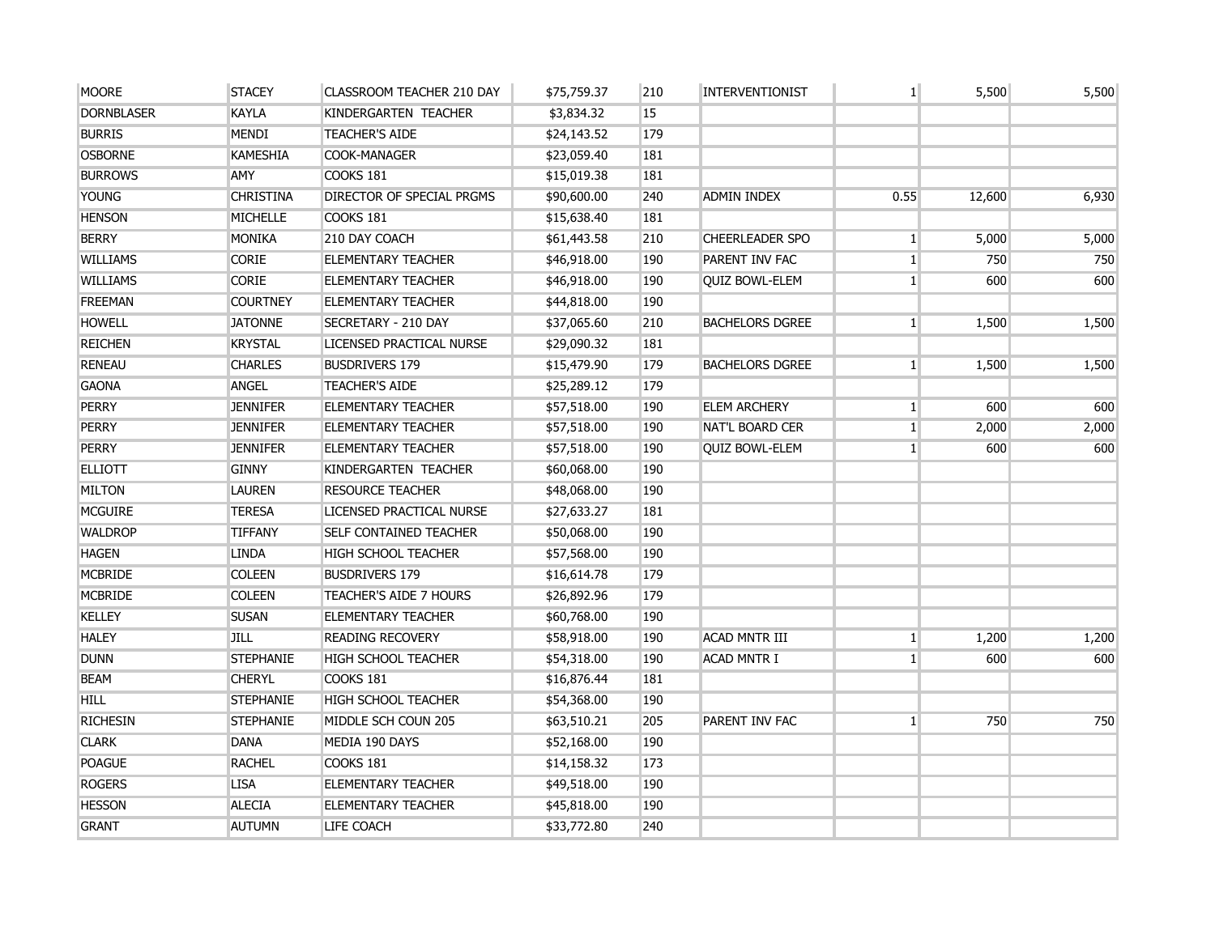| | | | | | | | | |
|---|---|---|---|---|---|---|---|---|
| MOORE | STACEY | CLASSROOM TEACHER 210 DAY | $75,759.37 | 210 | INTERVENTIONIST | 1 | 5,500 | 5,500 |
| DORNBLASER | KAYLA | KINDERGARTEN TEACHER | $3,834.32 | 15 | | | | |
| BURRIS | MENDI | TEACHER'S AIDE | $24,143.52 | 179 | | | | |
| OSBORNE | KAMESHIA | COOK-MANAGER | $23,059.40 | 181 | | | | |
| BURROWS | AMY | COOKS 181 | $15,019.38 | 181 | | | | |
| YOUNG | CHRISTINA | DIRECTOR OF SPECIAL PRGMS | $90,600.00 | 240 | ADMIN INDEX | 0.55 | 12,600 | 6,930 |
| HENSON | MICHELLE | COOKS 181 | $15,638.40 | 181 | | | | |
| BERRY | MONIKA | 210 DAY COACH | $61,443.58 | 210 | CHEERLEADER SPO | 1 | 5,000 | 5,000 |
| WILLIAMS | CORIE | ELEMENTARY TEACHER | $46,918.00 | 190 | PARENT INV FAC | 1 | 750 | 750 |
| WILLIAMS | CORIE | ELEMENTARY TEACHER | $46,918.00 | 190 | QUIZ BOWL-ELEM | 1 | 600 | 600 |
| FREEMAN | COURTNEY | ELEMENTARY TEACHER | $44,818.00 | 190 | | | | |
| HOWELL | JATONNE | SECRETARY - 210 DAY | $37,065.60 | 210 | BACHELORS DGREE | 1 | 1,500 | 1,500 |
| REICHEN | KRYSTAL | LICENSED PRACTICAL NURSE | $29,090.32 | 181 | | | | |
| RENEAU | CHARLES | BUSDRIVERS 179 | $15,479.90 | 179 | BACHELORS DGREE | 1 | 1,500 | 1,500 |
| GAONA | ANGEL | TEACHER'S AIDE | $25,289.12 | 179 | | | | |
| PERRY | JENNIFER | ELEMENTARY TEACHER | $57,518.00 | 190 | ELEM ARCHERY | 1 | 600 | 600 |
| PERRY | JENNIFER | ELEMENTARY TEACHER | $57,518.00 | 190 | NAT'L BOARD CER | 1 | 2,000 | 2,000 |
| PERRY | JENNIFER | ELEMENTARY TEACHER | $57,518.00 | 190 | QUIZ BOWL-ELEM | 1 | 600 | 600 |
| ELLIOTT | GINNY | KINDERGARTEN TEACHER | $60,068.00 | 190 | | | | |
| MILTON | LAUREN | RESOURCE TEACHER | $48,068.00 | 190 | | | | |
| MCGUIRE | TERESA | LICENSED PRACTICAL NURSE | $27,633.27 | 181 | | | | |
| WALDROP | TIFFANY | SELF CONTAINED TEACHER | $50,068.00 | 190 | | | | |
| HAGEN | LINDA | HIGH SCHOOL TEACHER | $57,568.00 | 190 | | | | |
| MCBRIDE | COLEEN | BUSDRIVERS 179 | $16,614.78 | 179 | | | | |
| MCBRIDE | COLEEN | TEACHER'S AIDE 7 HOURS | $26,892.96 | 179 | | | | |
| KELLEY | SUSAN | ELEMENTARY TEACHER | $60,768.00 | 190 | | | | |
| HALEY | JILL | READING RECOVERY | $58,918.00 | 190 | ACAD MNTR III | 1 | 1,200 | 1,200 |
| DUNN | STEPHANIE | HIGH SCHOOL TEACHER | $54,318.00 | 190 | ACAD MNTR I | 1 | 600 | 600 |
| BEAM | CHERYL | COOKS 181 | $16,876.44 | 181 | | | | |
| HILL | STEPHANIE | HIGH SCHOOL TEACHER | $54,368.00 | 190 | | | | |
| RICHESIN | STEPHANIE | MIDDLE SCH COUN 205 | $63,510.21 | 205 | PARENT INV FAC | 1 | 750 | 750 |
| CLARK | DANA | MEDIA 190 DAYS | $52,168.00 | 190 | | | | |
| POAGUE | RACHEL | COOKS 181 | $14,158.32 | 173 | | | | |
| ROGERS | LISA | ELEMENTARY TEACHER | $49,518.00 | 190 | | | | |
| HESSON | ALECIA | ELEMENTARY TEACHER | $45,818.00 | 190 | | | | |
| GRANT | AUTUMN | LIFE COACH | $33,772.80 | 240 | | | | |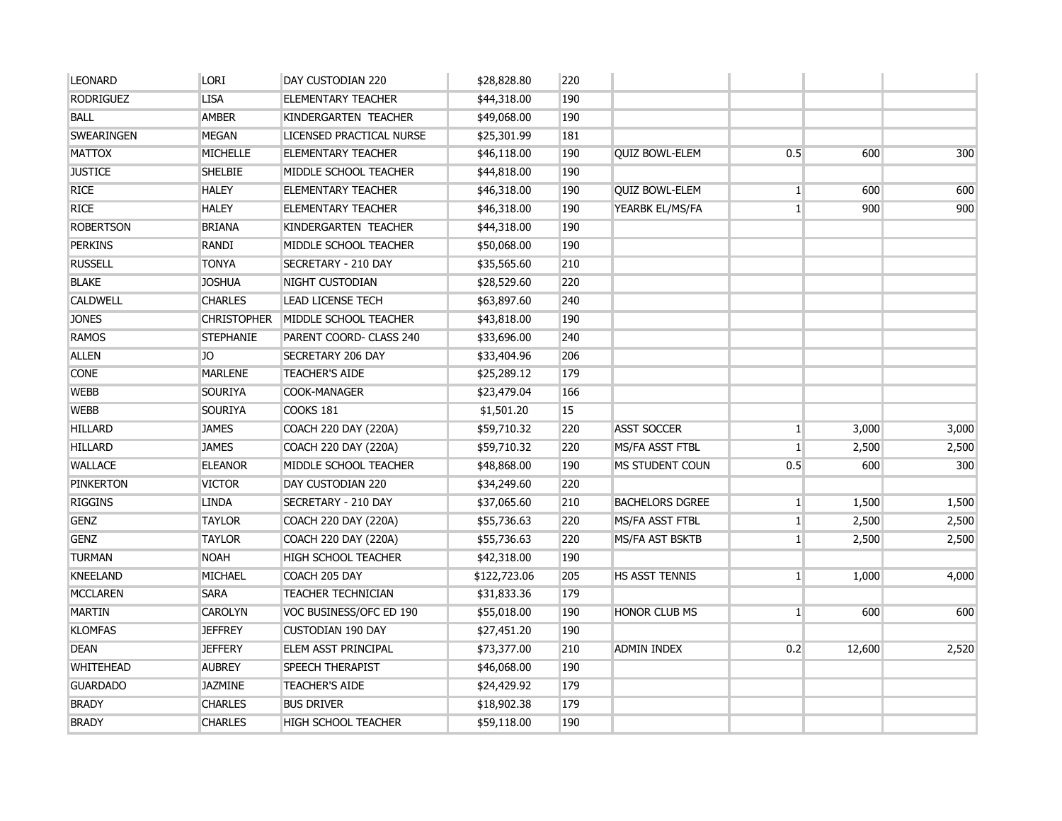| | | | | | | | | |
|---|---|---|---|---|---|---|---|---|
| LEONARD | LORI | DAY CUSTODIAN 220 | $28,828.80 | 220 | | | | |
| RODRIGUEZ | LISA | ELEMENTARY TEACHER | $44,318.00 | 190 | | | | |
| BALL | AMBER | KINDERGARTEN TEACHER | $49,068.00 | 190 | | | | |
| SWEARINGEN | MEGAN | LICENSED PRACTICAL NURSE | $25,301.99 | 181 | | | | |
| MATTOX | MICHELLE | ELEMENTARY TEACHER | $46,118.00 | 190 | QUIZ BOWL-ELEM | 0.5 | 600 | 300 |
| JUSTICE | SHELBIE | MIDDLE SCHOOL TEACHER | $44,818.00 | 190 | | | | |
| RICE | HALEY | ELEMENTARY TEACHER | $46,318.00 | 190 | QUIZ BOWL-ELEM | 1 | 600 | 600 |
| RICE | HALEY | ELEMENTARY TEACHER | $46,318.00 | 190 | YEARBK EL/MS/FA | 1 | 900 | 900 |
| ROBERTSON | BRIANA | KINDERGARTEN TEACHER | $44,318.00 | 190 | | | | |
| PERKINS | RANDI | MIDDLE SCHOOL TEACHER | $50,068.00 | 190 | | | | |
| RUSSELL | TONYA | SECRETARY - 210 DAY | $35,565.60 | 210 | | | | |
| BLAKE | JOSHUA | NIGHT CUSTODIAN | $28,529.60 | 220 | | | | |
| CALDWELL | CHARLES | LEAD LICENSE TECH | $63,897.60 | 240 | | | | |
| JONES | CHRISTOPHER | MIDDLE SCHOOL TEACHER | $43,818.00 | 190 | | | | |
| RAMOS | STEPHANIE | PARENT COORD- CLASS 240 | $33,696.00 | 240 | | | | |
| ALLEN | JO | SECRETARY 206 DAY | $33,404.96 | 206 | | | | |
| CONE | MARLENE | TEACHER'S AIDE | $25,289.12 | 179 | | | | |
| WEBB | SOURIYA | COOK-MANAGER | $23,479.04 | 166 | | | | |
| WEBB | SOURIYA | COOKS 181 | $1,501.20 | 15 | | | | |
| HILLARD | JAMES | COACH 220 DAY (220A) | $59,710.32 | 220 | ASST SOCCER | 1 | 3,000 | 3,000 |
| HILLARD | JAMES | COACH 220 DAY (220A) | $59,710.32 | 220 | MS/FA ASST FTBL | 1 | 2,500 | 2,500 |
| WALLACE | ELEANOR | MIDDLE SCHOOL TEACHER | $48,868.00 | 190 | MS STUDENT COUN | 0.5 | 600 | 300 |
| PINKERTON | VICTOR | DAY CUSTODIAN 220 | $34,249.60 | 220 | | | | |
| RIGGINS | LINDA | SECRETARY - 210 DAY | $37,065.60 | 210 | BACHELORS DGREE | 1 | 1,500 | 1,500 |
| GENZ | TAYLOR | COACH 220 DAY (220A) | $55,736.63 | 220 | MS/FA ASST FTBL | 1 | 2,500 | 2,500 |
| GENZ | TAYLOR | COACH 220 DAY (220A) | $55,736.63 | 220 | MS/FA AST BSKTB | 1 | 2,500 | 2,500 |
| TURMAN | NOAH | HIGH SCHOOL TEACHER | $42,318.00 | 190 | | | | |
| KNEELAND | MICHAEL | COACH 205 DAY | $122,723.06 | 205 | HS ASST TENNIS | 1 | 1,000 | 4,000 |
| MCCLAREN | SARA | TEACHER TECHNICIAN | $31,833.36 | 179 | | | | |
| MARTIN | CAROLYN | VOC BUSINESS/OFC ED 190 | $55,018.00 | 190 | HONOR CLUB MS | 1 | 600 | 600 |
| KLOMFAS | JEFFREY | CUSTODIAN 190 DAY | $27,451.20 | 190 | | | | |
| DEAN | JEFFERY | ELEM ASST PRINCIPAL | $73,377.00 | 210 | ADMIN INDEX | 0.2 | 12,600 | 2,520 |
| WHITEHEAD | AUBREY | SPEECH THERAPIST | $46,068.00 | 190 | | | | |
| GUARDADO | JAZMINE | TEACHER'S AIDE | $24,429.92 | 179 | | | | |
| BRADY | CHARLES | BUS DRIVER | $18,902.38 | 179 | | | | |
| BRADY | CHARLES | HIGH SCHOOL TEACHER | $59,118.00 | 190 | | | | |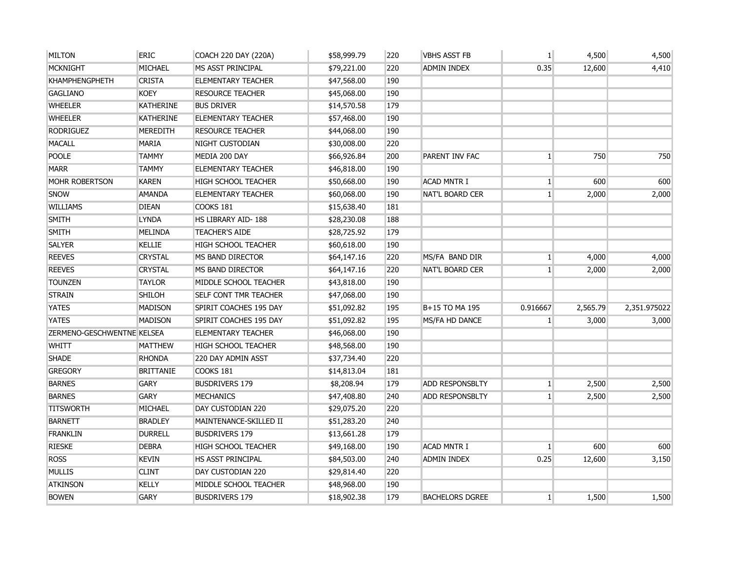| | | | | | | | | |
|---|---|---|---|---|---|---|---|---|
| MILTON | ERIC | COACH 220 DAY (220A) | $58,999.79 | 220 | VBHS ASST FB | 1 | 4,500 | 4,500 |
| MCKNIGHT | MICHAEL | MS ASST PRINCIPAL | $79,221.00 | 220 | ADMIN INDEX | 0.35 | 12,600 | 4,410 |
| KHAMPHENGPHETH | CRISTA | ELEMENTARY TEACHER | $47,568.00 | 190 | | | | |
| GAGLIANO | KOEY | RESOURCE TEACHER | $45,068.00 | 190 | | | | |
| WHEELER | KATHERINE | BUS DRIVER | $14,570.58 | 179 | | | | |
| WHEELER | KATHERINE | ELEMENTARY TEACHER | $57,468.00 | 190 | | | | |
| RODRIGUEZ | MEREDITH | RESOURCE TEACHER | $44,068.00 | 190 | | | | |
| MACALL | MARIA | NIGHT CUSTODIAN | $30,008.00 | 220 | | | | |
| POOLE | TAMMY | MEDIA 200 DAY | $66,926.84 | 200 | PARENT INV FAC | 1 | 750 | 750 |
| MARR | TAMMY | ELEMENTARY TEACHER | $46,818.00 | 190 | | | | |
| MOHR ROBERTSON | KAREN | HIGH SCHOOL TEACHER | $50,668.00 | 190 | ACAD MNTR I | 1 | 600 | 600 |
| SNOW | AMANDA | ELEMENTARY TEACHER | $60,068.00 | 190 | NAT'L BOARD CER | 1 | 2,000 | 2,000 |
| WILLIAMS | DIEAN | COOKS 181 | $15,638.40 | 181 | | | | |
| SMITH | LYNDA | HS LIBRARY AID- 188 | $28,230.08 | 188 | | | | |
| SMITH | MELINDA | TEACHER'S AIDE | $28,725.92 | 179 | | | | |
| SALYER | KELLIE | HIGH SCHOOL TEACHER | $60,618.00 | 190 | | | | |
| REEVES | CRYSTAL | MS BAND DIRECTOR | $64,147.16 | 220 | MS/FA BAND DIR | 1 | 4,000 | 4,000 |
| REEVES | CRYSTAL | MS BAND DIRECTOR | $64,147.16 | 220 | NAT'L BOARD CER | 1 | 2,000 | 2,000 |
| TOUNZEN | TAYLOR | MIDDLE SCHOOL TEACHER | $43,818.00 | 190 | | | | |
| STRAIN | SHILOH | SELF CONT TMR TEACHER | $47,068.00 | 190 | | | | |
| YATES | MADISON | SPIRIT COACHES 195 DAY | $51,092.82 | 195 | B+15 TO MA 195 | 0.916667 | 2,565.79 | 2,351.975022 |
| YATES | MADISON | SPIRIT COACHES 195 DAY | $51,092.82 | 195 | MS/FA HD DANCE | 1 | 3,000 | 3,000 |
| ZERMENO-GESCHWENTNE | KELSEA | ELEMENTARY TEACHER | $46,068.00 | 190 | | | | |
| WHITT | MATTHEW | HIGH SCHOOL TEACHER | $48,568.00 | 190 | | | | |
| SHADE | RHONDA | 220 DAY ADMIN ASST | $37,734.40 | 220 | | | | |
| GREGORY | BRITTANIE | COOKS 181 | $14,813.04 | 181 | | | | |
| BARNES | GARY | BUSDRIVERS 179 | $8,208.94 | 179 | ADD RESPONSBLTY | 1 | 2,500 | 2,500 |
| BARNES | GARY | MECHANICS | $47,408.80 | 240 | ADD RESPONSBLTY | 1 | 2,500 | 2,500 |
| TITSWORTH | MICHAEL | DAY CUSTODIAN 220 | $29,075.20 | 220 | | | | |
| BARNETT | BRADLEY | MAINTENANCE-SKILLED II | $51,283.20 | 240 | | | | |
| FRANKLIN | DURRELL | BUSDRIVERS 179 | $13,661.28 | 179 | | | | |
| RIESKE | DEBRA | HIGH SCHOOL TEACHER | $49,168.00 | 190 | ACAD MNTR I | 1 | 600 | 600 |
| ROSS | KEVIN | HS ASST PRINCIPAL | $84,503.00 | 240 | ADMIN INDEX | 0.25 | 12,600 | 3,150 |
| MULLIS | CLINT | DAY CUSTODIAN 220 | $29,814.40 | 220 | | | | |
| ATKINSON | KELLY | MIDDLE SCHOOL TEACHER | $48,968.00 | 190 | | | | |
| BOWEN | GARY | BUSDRIVERS 179 | $18,902.38 | 179 | BACHELORS DGREE | 1 | 1,500 | 1,500 |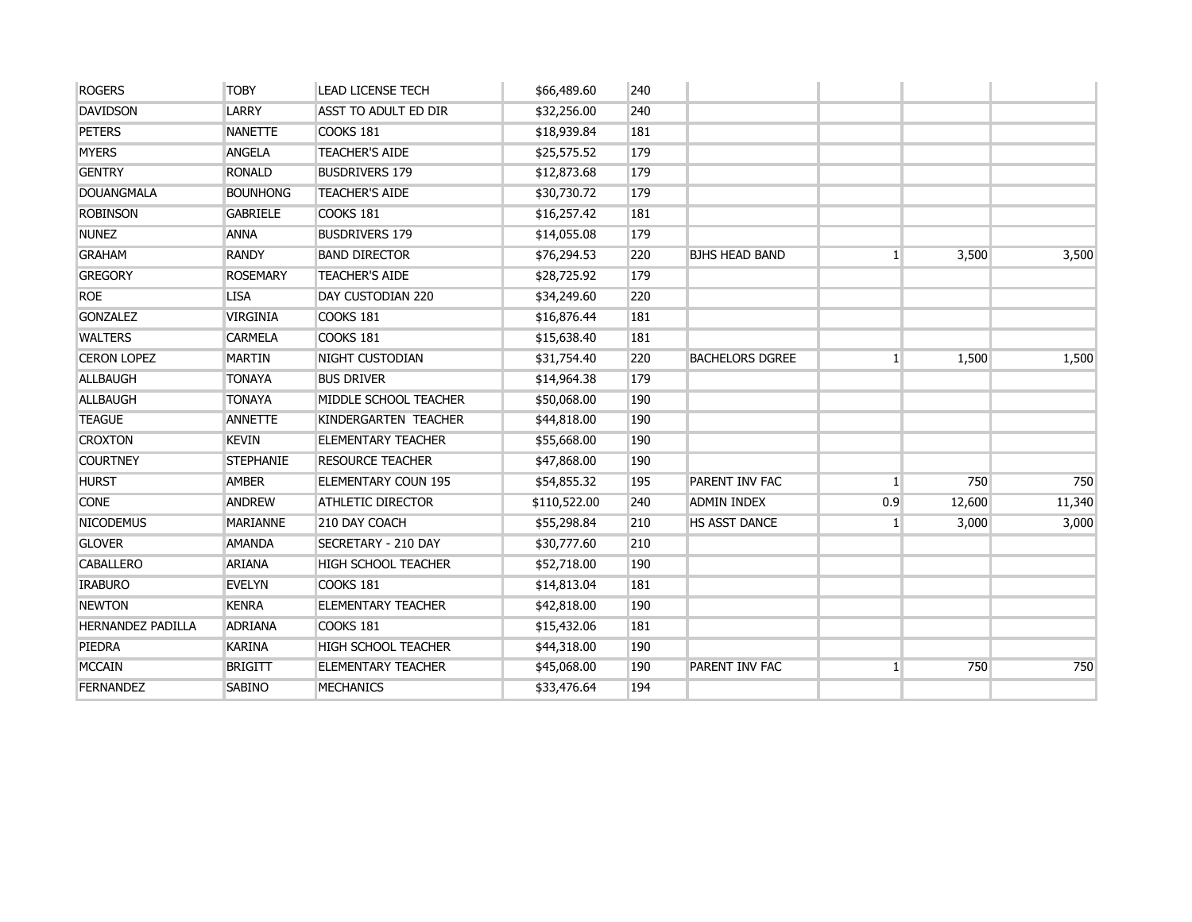| | | | | | | | | |
|---|---|---|---|---|---|---|---|---|
| ROGERS | TOBY | LEAD LICENSE TECH | $66,489.60 | 240 | | | | |
| DAVIDSON | LARRY | ASST TO ADULT ED DIR | $32,256.00 | 240 | | | | |
| PETERS | NANETTE | COOKS 181 | $18,939.84 | 181 | | | | |
| MYERS | ANGELA | TEACHER'S AIDE | $25,575.52 | 179 | | | | |
| GENTRY | RONALD | BUSDRIVERS 179 | $12,873.68 | 179 | | | | |
| DOUANGMALA | BOUNHONG | TEACHER'S AIDE | $30,730.72 | 179 | | | | |
| ROBINSON | GABRIELE | COOKS 181 | $16,257.42 | 181 | | | | |
| NUNEZ | ANNA | BUSDRIVERS 179 | $14,055.08 | 179 | | | | |
| GRAHAM | RANDY | BAND DIRECTOR | $76,294.53 | 220 | BJHS HEAD BAND | 1 | 3,500 | 3,500 |
| GREGORY | ROSEMARY | TEACHER'S AIDE | $28,725.92 | 179 | | | | |
| ROE | LISA | DAY CUSTODIAN 220 | $34,249.60 | 220 | | | | |
| GONZALEZ | VIRGINIA | COOKS 181 | $16,876.44 | 181 | | | | |
| WALTERS | CARMELA | COOKS 181 | $15,638.40 | 181 | | | | |
| CERON LOPEZ | MARTIN | NIGHT CUSTODIAN | $31,754.40 | 220 | BACHELORS DGREE | 1 | 1,500 | 1,500 |
| ALLBAUGH | TONAYA | BUS DRIVER | $14,964.38 | 179 | | | | |
| ALLBAUGH | TONAYA | MIDDLE SCHOOL TEACHER | $50,068.00 | 190 | | | | |
| TEAGUE | ANNETTE | KINDERGARTEN TEACHER | $44,818.00 | 190 | | | | |
| CROXTON | KEVIN | ELEMENTARY TEACHER | $55,668.00 | 190 | | | | |
| COURTNEY | STEPHANIE | RESOURCE TEACHER | $47,868.00 | 190 | | | | |
| HURST | AMBER | ELEMENTARY COUN 195 | $54,855.32 | 195 | PARENT INV FAC | 1 | 750 | 750 |
| CONE | ANDREW | ATHLETIC DIRECTOR | $110,522.00 | 240 | ADMIN INDEX | 0.9 | 12,600 | 11,340 |
| NICODEMUS | MARIANNE | 210 DAY COACH | $55,298.84 | 210 | HS ASST DANCE | 1 | 3,000 | 3,000 |
| GLOVER | AMANDA | SECRETARY - 210 DAY | $30,777.60 | 210 | | | | |
| CABALLERO | ARIANA | HIGH SCHOOL TEACHER | $52,718.00 | 190 | | | | |
| IRABURO | EVELYN | COOKS 181 | $14,813.04 | 181 | | | | |
| NEWTON | KENRA | ELEMENTARY TEACHER | $42,818.00 | 190 | | | | |
| HERNANDEZ PADILLA | ADRIANA | COOKS 181 | $15,432.06 | 181 | | | | |
| PIEDRA | KARINA | HIGH SCHOOL TEACHER | $44,318.00 | 190 | | | | |
| MCCAIN | BRIGITT | ELEMENTARY TEACHER | $45,068.00 | 190 | PARENT INV FAC | 1 | 750 | 750 |
| FERNANDEZ | SABINO | MECHANICS | $33,476.64 | 194 | | | | |